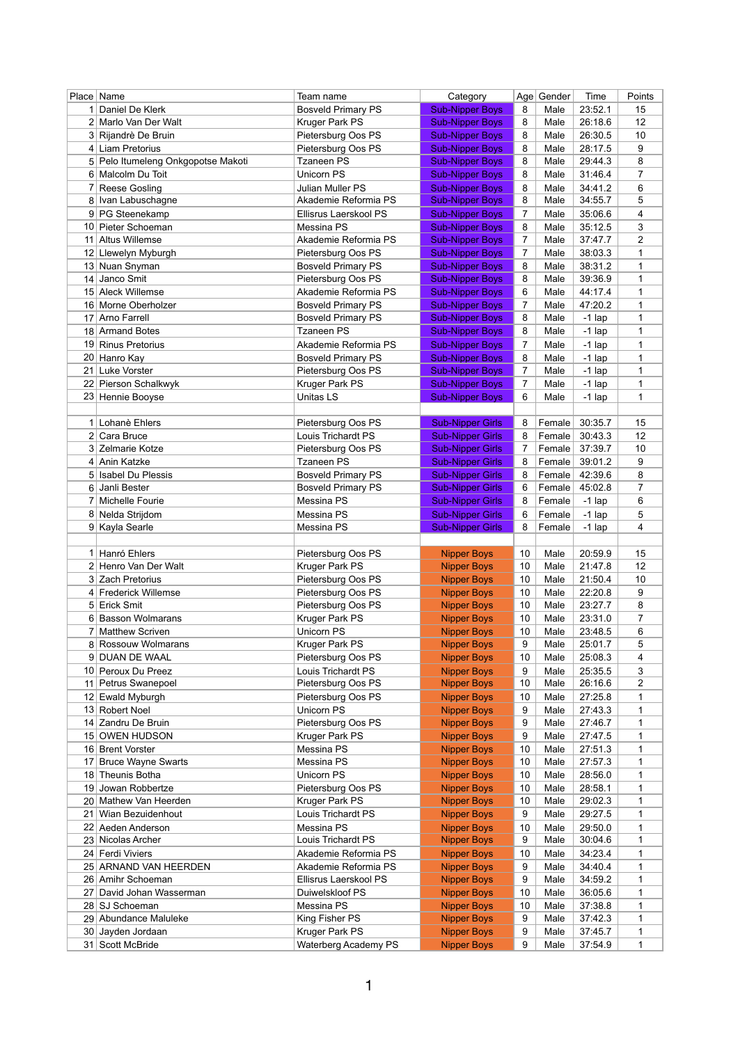| Place | Name | Team name | Category | Age | Gender | Time | Points |
|---|---|---|---|---|---|---|---|
| 1 | Daniel De Klerk | Bosveld Primary PS | Sub-Nipper Boys | 8 | Male | 23:52.1 | 15 |
| 2 | Marlo Van Der Walt | Kruger Park PS | Sub-Nipper Boys | 8 | Male | 26:18.6 | 12 |
| 3 | Rijandrè De Bruin | Pietersburg Oos PS | Sub-Nipper Boys | 8 | Male | 26:30.5 | 10 |
| 4 | Liam Pretorius | Pietersburg Oos PS | Sub-Nipper Boys | 8 | Male | 28:17.5 | 9 |
| 5 | Pelo Itumeleng Onkgopotse Makoti | Tzaneen PS | Sub-Nipper Boys | 8 | Male | 29:44.3 | 8 |
| 6 | Malcolm Du Toit | Unicorn PS | Sub-Nipper Boys | 8 | Male | 31:46.4 | 7 |
| 7 | Reese Gosling | Julian Muller PS | Sub-Nipper Boys | 8 | Male | 34:41.2 | 6 |
| 8 | Ivan Labuschagne | Akademie Reformia PS | Sub-Nipper Boys | 8 | Male | 34:55.7 | 5 |
| 9 | PG Steenekamp | Ellisrus Laerskool PS | Sub-Nipper Boys | 7 | Male | 35:06.6 | 4 |
| 10 | Pieter Schoeman | Messina PS | Sub-Nipper Boys | 8 | Male | 35:12.5 | 3 |
| 11 | Altus Willemse | Akademie Reformia PS | Sub-Nipper Boys | 7 | Male | 37:47.7 | 2 |
| 12 | Llewelyn Myburgh | Pietersburg Oos PS | Sub-Nipper Boys | 7 | Male | 38:03.3 | 1 |
| 13 | Nuan Snyman | Bosveld Primary PS | Sub-Nipper Boys | 8 | Male | 38:31.2 | 1 |
| 14 | Janco Smit | Pietersburg Oos PS | Sub-Nipper Boys | 8 | Male | 39:36.9 | 1 |
| 15 | Aleck Willemse | Akademie Reformia PS | Sub-Nipper Boys | 6 | Male | 44:17.4 | 1 |
| 16 | Morne Oberholzer | Bosveld Primary PS | Sub-Nipper Boys | 7 | Male | 47:20.2 | 1 |
| 17 | Arno Farrell | Bosveld Primary PS | Sub-Nipper Boys | 8 | Male | -1 lap | 1 |
| 18 | Armand Botes | Tzaneen PS | Sub-Nipper Boys | 8 | Male | -1 lap | 1 |
| 19 | Rinus Pretorius | Akademie Reformia PS | Sub-Nipper Boys | 7 | Male | -1 lap | 1 |
| 20 | Hanro Kay | Bosveld Primary PS | Sub-Nipper Boys | 8 | Male | -1 lap | 1 |
| 21 | Luke Vorster | Pietersburg Oos PS | Sub-Nipper Boys | 7 | Male | -1 lap | 1 |
| 22 | Pierson Schalkwyk | Kruger Park PS | Sub-Nipper Boys | 7 | Male | -1 lap | 1 |
| 23 | Hennie Booyse | Unitas LS | Sub-Nipper Boys | 6 | Male | -1 lap | 1 |
| | | | | | | | |
| 1 | Lohanè Ehlers | Pietersburg Oos PS | Sub-Nipper Girls | 8 | Female | 30:35.7 | 15 |
| 2 | Cara Bruce | Louis Trichardt PS | Sub-Nipper Girls | 8 | Female | 30:43.3 | 12 |
| 3 | Zelmarie Kotze | Pietersburg Oos PS | Sub-Nipper Girls | 7 | Female | 37:39.7 | 10 |
| 4 | Anin Katzke | Tzaneen PS | Sub-Nipper Girls | 8 | Female | 39:01.2 | 9 |
| 5 | Isabel Du Plessis | Bosveld Primary PS | Sub-Nipper Girls | 8 | Female | 42:39.6 | 8 |
| 6 | Janli Bester | Bosveld Primary PS | Sub-Nipper Girls | 6 | Female | 45:02.8 | 7 |
| 7 | Michelle Fourie | Messina PS | Sub-Nipper Girls | 8 | Female | -1 lap | 6 |
| 8 | Nelda Strijdom | Messina PS | Sub-Nipper Girls | 6 | Female | -1 lap | 5 |
| 9 | Kayla Searle | Messina PS | Sub-Nipper Girls | 8 | Female | -1 lap | 4 |
| | | | | | | | |
| 1 | Hanró Ehlers | Pietersburg Oos PS | Nipper Boys | 10 | Male | 20:59.9 | 15 |
| 2 | Henro Van Der Walt | Kruger Park PS | Nipper Boys | 10 | Male | 21:47.8 | 12 |
| 3 | Zach Pretorius | Pietersburg Oos PS | Nipper Boys | 10 | Male | 21:50.4 | 10 |
| 4 | Frederick Willemse | Pietersburg Oos PS | Nipper Boys | 10 | Male | 22:20.8 | 9 |
| 5 | Erick Smit | Pietersburg Oos PS | Nipper Boys | 10 | Male | 23:27.7 | 8 |
| 6 | Basson Wolmarans | Kruger Park PS | Nipper Boys | 10 | Male | 23:31.0 | 7 |
| 7 | Matthew Scriven | Unicorn PS | Nipper Boys | 10 | Male | 23:48.5 | 6 |
| 8 | Rossouw Wolmarans | Kruger Park PS | Nipper Boys | 9 | Male | 25:01.7 | 5 |
| 9 | DUAN DE WAAL | Pietersburg Oos PS | Nipper Boys | 10 | Male | 25:08.3 | 4 |
| 10 | Peroux Du Preez | Louis Trichardt PS | Nipper Boys | 9 | Male | 25:35.5 | 3 |
| 11 | Petrus Swanepoel | Pietersburg Oos PS | Nipper Boys | 10 | Male | 26:16.6 | 2 |
| 12 | Ewald Myburgh | Pietersburg Oos PS | Nipper Boys | 10 | Male | 27:25.8 | 1 |
| 13 | Robert Noel | Unicorn PS | Nipper Boys | 9 | Male | 27:43.3 | 1 |
| 14 | Zandru De Bruin | Pietersburg Oos PS | Nipper Boys | 9 | Male | 27:46.7 | 1 |
| 15 | OWEN HUDSON | Kruger Park PS | Nipper Boys | 9 | Male | 27:47.5 | 1 |
| 16 | Brent Vorster | Messina PS | Nipper Boys | 10 | Male | 27:51.3 | 1 |
| 17 | Bruce Wayne Swarts | Messina PS | Nipper Boys | 10 | Male | 27:57.3 | 1 |
| 18 | Theunis Botha | Unicorn PS | Nipper Boys | 10 | Male | 28:56.0 | 1 |
| 19 | Jowan Robbertze | Pietersburg Oos PS | Nipper Boys | 10 | Male | 28:58.1 | 1 |
| 20 | Mathew Van Heerden | Kruger Park PS | Nipper Boys | 10 | Male | 29:02.3 | 1 |
| 21 | Wian Bezuidenhout | Louis Trichardt PS | Nipper Boys | 9 | Male | 29:27.5 | 1 |
| 22 | Aeden Anderson | Messina PS | Nipper Boys | 10 | Male | 29:50.0 | 1 |
| 23 | Nicolas Archer | Louis Trichardt PS | Nipper Boys | 9 | Male | 30:04.6 | 1 |
| 24 | Ferdi Viviers | Akademie Reformia PS | Nipper Boys | 10 | Male | 34:23.4 | 1 |
| 25 | ARNAND VAN HEERDEN | Akademie Reformia PS | Nipper Boys | 9 | Male | 34:40.4 | 1 |
| 26 | Amihr Schoeman | Ellisrus Laerskool PS | Nipper Boys | 9 | Male | 34:59.2 | 1 |
| 27 | David Johan Wasserman | Duiwelskloof PS | Nipper Boys | 10 | Male | 36:05.6 | 1 |
| 28 | SJ Schoeman | Messina PS | Nipper Boys | 10 | Male | 37:38.8 | 1 |
| 29 | Abundance Maluleke | King Fisher PS | Nipper Boys | 9 | Male | 37:42.3 | 1 |
| 30 | Jayden Jordaan | Kruger Park PS | Nipper Boys | 9 | Male | 37:45.7 | 1 |
| 31 | Scott McBride | Waterberg Academy PS | Nipper Boys | 9 | Male | 37:54.9 | 1 |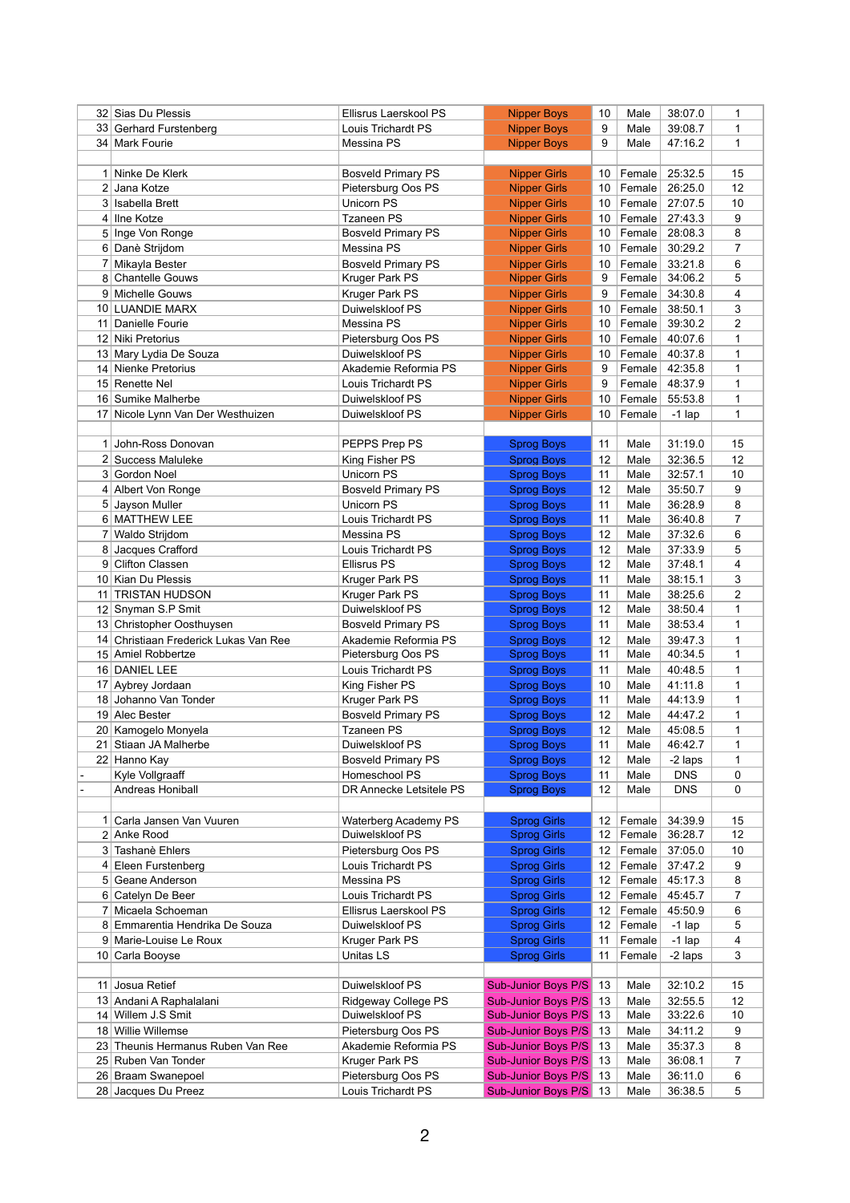| | | | | | | | |
|---|---|---|---|---|---|---|---|
| 32 | Sias Du Plessis | Ellisrus Laerskool PS | Nipper Boys | 10 | Male | 38:07.0 | 1 |
| 33 | Gerhard Furstenberg | Louis Trichardt PS | Nipper Boys | 9 | Male | 39:08.7 | 1 |
| 34 | Mark Fourie | Messina PS | Nipper Boys | 9 | Male | 47:16.2 | 1 |
| | | | | | | | |
| 1 | Ninke De Klerk | Bosveld Primary PS | Nipper Girls | 10 | Female | 25:32.5 | 15 |
| 2 | Jana Kotze | Pietersburg Oos PS | Nipper Girls | 10 | Female | 26:25.0 | 12 |
| 3 | Isabella Brett | Unicorn PS | Nipper Girls | 10 | Female | 27:07.5 | 10 |
| 4 | Ilne Kotze | Tzaneen PS | Nipper Girls | 10 | Female | 27:43.3 | 9 |
| 5 | Inge Von Ronge | Bosveld Primary PS | Nipper Girls | 10 | Female | 28:08.3 | 8 |
| 6 | Danè Strijdom | Messina PS | Nipper Girls | 10 | Female | 30:29.2 | 7 |
| 7 | Mikayla Bester | Bosveld Primary PS | Nipper Girls | 10 | Female | 33:21.8 | 6 |
| 8 | Chantelle Gouws | Kruger Park PS | Nipper Girls | 9 | Female | 34:06.2 | 5 |
| 9 | Michelle Gouws | Kruger Park PS | Nipper Girls | 9 | Female | 34:30.8 | 4 |
| 10 | LUANDIE MARX | Duiwelskloof PS | Nipper Girls | 10 | Female | 38:50.1 | 3 |
| 11 | Danielle Fourie | Messina PS | Nipper Girls | 10 | Female | 39:30.2 | 2 |
| 12 | Niki Pretorius | Pietersburg Oos PS | Nipper Girls | 10 | Female | 40:07.6 | 1 |
| 13 | Mary Lydia De Souza | Duiwelskloof PS | Nipper Girls | 10 | Female | 40:37.8 | 1 |
| 14 | Nienke Pretorius | Akademie Reformia PS | Nipper Girls | 9 | Female | 42:35.8 | 1 |
| 15 | Renette Nel | Louis Trichardt PS | Nipper Girls | 9 | Female | 48:37.9 | 1 |
| 16 | Sumike Malherbe | Duiwelskloof PS | Nipper Girls | 10 | Female | 55:53.8 | 1 |
| 17 | Nicole Lynn Van Der Westhuizen | Duiwelskloof PS | Nipper Girls | 10 | Female | -1 lap | 1 |
| | | | | | | | |
| 1 | John-Ross Donovan | PEPPS Prep PS | Sprog Boys | 11 | Male | 31:19.0 | 15 |
| 2 | Success Maluleke | King Fisher PS | Sprog Boys | 12 | Male | 32:36.5 | 12 |
| 3 | Gordon Noel | Unicorn PS | Sprog Boys | 11 | Male | 32:57.1 | 10 |
| 4 | Albert Von Ronge | Bosveld Primary PS | Sprog Boys | 12 | Male | 35:50.7 | 9 |
| 5 | Jayson Muller | Unicorn PS | Sprog Boys | 11 | Male | 36:28.9 | 8 |
| 6 | MATTHEW LEE | Louis Trichardt PS | Sprog Boys | 11 | Male | 36:40.8 | 7 |
| 7 | Waldo Strijdom | Messina PS | Sprog Boys | 12 | Male | 37:32.6 | 6 |
| 8 | Jacques Crafford | Louis Trichardt PS | Sprog Boys | 12 | Male | 37:33.9 | 5 |
| 9 | Clifton Classen | Ellisrus PS | Sprog Boys | 12 | Male | 37:48.1 | 4 |
| 10 | Kian Du Plessis | Kruger Park PS | Sprog Boys | 11 | Male | 38:15.1 | 3 |
| 11 | TRISTAN HUDSON | Kruger Park PS | Sprog Boys | 11 | Male | 38:25.6 | 2 |
| 12 | Snyman S.P Smit | Duiwelskloof PS | Sprog Boys | 12 | Male | 38:50.4 | 1 |
| 13 | Christopher Oosthuysen | Bosveld Primary PS | Sprog Boys | 11 | Male | 38:53.4 | 1 |
| 14 | Christiaan Frederick Lukas Van Ree | Akademie Reformia PS | Sprog Boys | 12 | Male | 39:47.3 | 1 |
| 15 | Amiel Robbertze | Pietersburg Oos PS | Sprog Boys | 11 | Male | 40:34.5 | 1 |
| 16 | DANIEL LEE | Louis Trichardt PS | Sprog Boys | 11 | Male | 40:48.5 | 1 |
| 17 | Aybrey Jordaan | King Fisher PS | Sprog Boys | 10 | Male | 41:11.8 | 1 |
| 18 | Johanno Van Tonder | Kruger Park PS | Sprog Boys | 11 | Male | 44:13.9 | 1 |
| 19 | Alec Bester | Bosveld Primary PS | Sprog Boys | 12 | Male | 44:47.2 | 1 |
| 20 | Kamogelo Monyela | Tzaneen PS | Sprog Boys | 12 | Male | 45:08.5 | 1 |
| 21 | Stiaan JA Malherbe | Duiwelskloof PS | Sprog Boys | 11 | Male | 46:42.7 | 1 |
| 22 | Hanno Kay | Bosveld Primary PS | Sprog Boys | 12 | Male | -2 laps | 1 |
| - | Kyle Vollgraaff | Homeschool PS | Sprog Boys | 11 | Male | DNS | 0 |
| - | Andreas Honiball | DR Annecke Letsitele PS | Sprog Boys | 12 | Male | DNS | 0 |
| | | | | | | | |
| 1 | Carla Jansen Van Vuuren | Waterberg Academy PS | Sprog Girls | 12 | Female | 34:39.9 | 15 |
| 2 | Anke Rood | Duiwelskloof PS | Sprog Girls | 12 | Female | 36:28.7 | 12 |
| 3 | Tashanè Ehlers | Pietersburg Oos PS | Sprog Girls | 12 | Female | 37:05.0 | 10 |
| 4 | Eleen Furstenberg | Louis Trichardt PS | Sprog Girls | 12 | Female | 37:47.2 | 9 |
| 5 | Geane Anderson | Messina PS | Sprog Girls | 12 | Female | 45:17.3 | 8 |
| 6 | Catelyn De Beer | Louis Trichardt PS | Sprog Girls | 12 | Female | 45:45.7 | 7 |
| 7 | Micaela Schoeman | Ellisrus Laerskool PS | Sprog Girls | 12 | Female | 45:50.9 | 6 |
| 8 | Emmarentia Hendrika De Souza | Duiwelskloof PS | Sprog Girls | 12 | Female | -1 lap | 5 |
| 9 | Marie-Louise Le Roux | Kruger Park PS | Sprog Girls | 11 | Female | -1 lap | 4 |
| 10 | Carla Booyse | Unitas LS | Sprog Girls | 11 | Female | -2 laps | 3 |
| | | | | | | | |
| 11 | Josua Retief | Duiwelskloof PS | Sub-Junior Boys P/S | 13 | Male | 32:10.2 | 15 |
| 13 | Andani A Raphalalani | Ridgeway College PS | Sub-Junior Boys P/S | 13 | Male | 32:55.5 | 12 |
| 14 | Willem J.S Smit | Duiwelskloof PS | Sub-Junior Boys P/S | 13 | Male | 33:22.6 | 10 |
| 18 | Willie Willemse | Pietersburg Oos PS | Sub-Junior Boys P/S | 13 | Male | 34:11.2 | 9 |
| 23 | Theunis Hermanus Ruben Van Ree | Akademie Reformia PS | Sub-Junior Boys P/S | 13 | Male | 35:37.3 | 8 |
| 25 | Ruben Van Tonder | Kruger Park PS | Sub-Junior Boys P/S | 13 | Male | 36:08.1 | 7 |
| 26 | Braam Swanepoel | Pietersburg Oos PS | Sub-Junior Boys P/S | 13 | Male | 36:11.0 | 6 |
| 28 | Jacques Du Preez | Louis Trichardt PS | Sub-Junior Boys P/S | 13 | Male | 36:38.5 | 5 |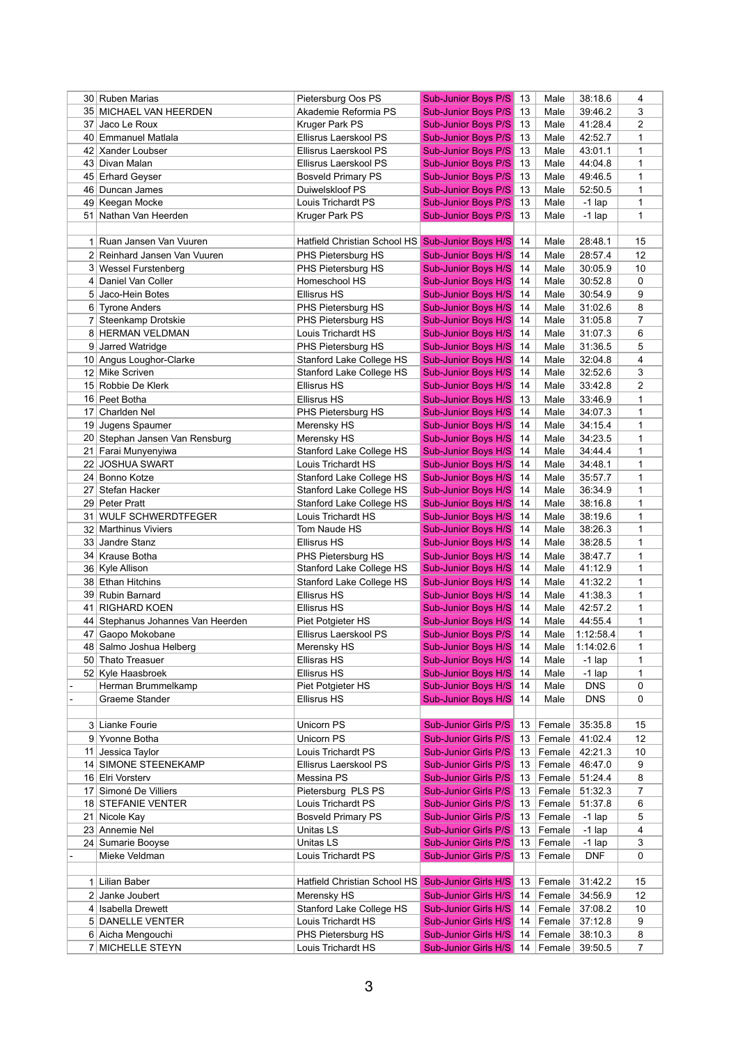| | | | | | | | |
|---|---|---|---|---|---|---|---|
| 30 | Ruben Marias | Pietersburg Oos PS | Sub-Junior Boys P/S | 13 | Male | 38:18.6 | 4 |
| 35 | MICHAEL VAN HEERDEN | Akademie Reformia PS | Sub-Junior Boys P/S | 13 | Male | 39:46.2 | 3 |
| 37 | Jaco Le Roux | Kruger Park PS | Sub-Junior Boys P/S | 13 | Male | 41:28.4 | 2 |
| 40 | Emmanuel Matlala | Ellisrus Laerskool PS | Sub-Junior Boys P/S | 13 | Male | 42:52.7 | 1 |
| 42 | Xander Loubser | Ellisrus Laerskool PS | Sub-Junior Boys P/S | 13 | Male | 43:01.1 | 1 |
| 43 | Divan Malan | Ellisrus Laerskool PS | Sub-Junior Boys P/S | 13 | Male | 44:04.8 | 1 |
| 45 | Erhard Geyser | Bosveld Primary PS | Sub-Junior Boys P/S | 13 | Male | 49:46.5 | 1 |
| 46 | Duncan James | Duiwelskloof PS | Sub-Junior Boys P/S | 13 | Male | 52:50.5 | 1 |
| 49 | Keegan Mocke | Louis Trichardt PS | Sub-Junior Boys P/S | 13 | Male | -1 lap | 1 |
| 51 | Nathan Van Heerden | Kruger Park PS | Sub-Junior Boys P/S | 13 | Male | -1 lap | 1 |
| | | | | | | | |
| 1 | Ruan Jansen Van Vuuren | Hatfield Christian School HS | Sub-Junior Boys H/S | 14 | Male | 28:48.1 | 15 |
| 2 | Reinhard Jansen Van Vuuren | PHS Pietersburg HS | Sub-Junior Boys H/S | 14 | Male | 28:57.4 | 12 |
| 3 | Wessel Furstenberg | PHS Pietersburg HS | Sub-Junior Boys H/S | 14 | Male | 30:05.9 | 10 |
| 4 | Daniel Van Coller | Homeschool HS | Sub-Junior Boys H/S | 14 | Male | 30:52.8 | 0 |
| 5 | Jaco-Hein Botes | Ellisrus HS | Sub-Junior Boys H/S | 14 | Male | 30:54.9 | 9 |
| 6 | Tyrone Anders | PHS Pietersburg HS | Sub-Junior Boys H/S | 14 | Male | 31:02.6 | 8 |
| 7 | Steenkamp Drotskie | PHS Pietersburg HS | Sub-Junior Boys H/S | 14 | Male | 31:05.8 | 7 |
| 8 | HERMAN VELDMAN | Louis Trichardt HS | Sub-Junior Boys H/S | 14 | Male | 31:07.3 | 6 |
| 9 | Jarred Watridge | PHS Pietersburg HS | Sub-Junior Boys H/S | 14 | Male | 31:36.5 | 5 |
| 10 | Angus Loughor-Clarke | Stanford Lake College HS | Sub-Junior Boys H/S | 14 | Male | 32:04.8 | 4 |
| 12 | Mike Scriven | Stanford Lake College HS | Sub-Junior Boys H/S | 14 | Male | 32:52.6 | 3 |
| 15 | Robbie De Klerk | Ellisrus HS | Sub-Junior Boys H/S | 14 | Male | 33:42.8 | 2 |
| 16 | Peet Botha | Ellisrus HS | Sub-Junior Boys H/S | 13 | Male | 33:46.9 | 1 |
| 17 | Charlden Nel | PHS Pietersburg HS | Sub-Junior Boys H/S | 14 | Male | 34:07.3 | 1 |
| 19 | Jugens Spaumer | Merensky HS | Sub-Junior Boys H/S | 14 | Male | 34:15.4 | 1 |
| 20 | Stephan Jansen Van Rensburg | Merensky HS | Sub-Junior Boys H/S | 14 | Male | 34:23.5 | 1 |
| 21 | Farai Munyenyiwa | Stanford Lake College HS | Sub-Junior Boys H/S | 14 | Male | 34:44.4 | 1 |
| 22 | JOSHUA SWART | Louis Trichardt HS | Sub-Junior Boys H/S | 14 | Male | 34:48.1 | 1 |
| 24 | Bonno Kotze | Stanford Lake College HS | Sub-Junior Boys H/S | 14 | Male | 35:57.7 | 1 |
| 27 | Stefan Hacker | Stanford Lake College HS | Sub-Junior Boys H/S | 14 | Male | 36:34.9 | 1 |
| 29 | Peter Pratt | Stanford Lake College HS | Sub-Junior Boys H/S | 14 | Male | 38:16.8 | 1 |
| 31 | WULF SCHWERDTFEGER | Louis Trichardt HS | Sub-Junior Boys H/S | 14 | Male | 38:19.6 | 1 |
| 32 | Marthinus Viviers | Tom Naude HS | Sub-Junior Boys H/S | 14 | Male | 38:26.3 | 1 |
| 33 | Jandre Stanz | Ellisrus HS | Sub-Junior Boys H/S | 14 | Male | 38:28.5 | 1 |
| 34 | Krause Botha | PHS Pietersburg HS | Sub-Junior Boys H/S | 14 | Male | 38:47.7 | 1 |
| 36 | Kyle Allison | Stanford Lake College HS | Sub-Junior Boys H/S | 14 | Male | 41:12.9 | 1 |
| 38 | Ethan Hitchins | Stanford Lake College HS | Sub-Junior Boys H/S | 14 | Male | 41:32.2 | 1 |
| 39 | Rubin Barnard | Ellisrus HS | Sub-Junior Boys H/S | 14 | Male | 41:38.3 | 1 |
| 41 | RIGHARD KOEN | Ellisrus HS | Sub-Junior Boys H/S | 14 | Male | 42:57.2 | 1 |
| 44 | Stephanus Johannes Van Heerden | Piet Potgieter HS | Sub-Junior Boys H/S | 14 | Male | 44:55.4 | 1 |
| 47 | Gaopo Mokobane | Ellisrus Laerskool PS | Sub-Junior Boys P/S | 14 | Male | 1:12:58.4 | 1 |
| 48 | Salmo Joshua Helberg | Merensky HS | Sub-Junior Boys H/S | 14 | Male | 1:14:02.6 | 1 |
| 50 | Thato Treasuer | Ellisras HS | Sub-Junior Boys H/S | 14 | Male | -1 lap | 1 |
| 52 | Kyle Haasbroek | Ellisrus HS | Sub-Junior Boys H/S | 14 | Male | -1 lap | 1 |
| - | Herman Brummelkamp | Piet Potgieter HS | Sub-Junior Boys H/S | 14 | Male | DNS | 0 |
| - | Graeme Stander | Ellisrus HS | Sub-Junior Boys H/S | 14 | Male | DNS | 0 |
| | | | | | | | |
| 3 | Lianke Fourie | Unicorn PS | Sub-Junior Girls P/S | 13 | Female | 35:35.8 | 15 |
| 9 | Yvonne Botha | Unicorn PS | Sub-Junior Girls P/S | 13 | Female | 41:02.4 | 12 |
| 11 | Jessica Taylor | Louis Trichardt PS | Sub-Junior Girls P/S | 13 | Female | 42:21.3 | 10 |
| 14 | SIMONE STEENEKAMP | Ellisrus Laerskool PS | Sub-Junior Girls P/S | 13 | Female | 46:47.0 | 9 |
| 16 | Elri Vorsterv | Messina PS | Sub-Junior Girls P/S | 13 | Female | 51:24.4 | 8 |
| 17 | Simoné De Villiers | Pietersburg PLS PS | Sub-Junior Girls P/S | 13 | Female | 51:32.3 | 7 |
| 18 | STEFANIE VENTER | Louis Trichardt PS | Sub-Junior Girls P/S | 13 | Female | 51:37.8 | 6 |
| 21 | Nicole Kay | Bosveld Primary PS | Sub-Junior Girls P/S | 13 | Female | -1 lap | 5 |
| 23 | Annemie Nel | Unitas LS | Sub-Junior Girls P/S | 13 | Female | -1 lap | 4 |
| 24 | Sumarie Booyse | Unitas LS | Sub-Junior Girls P/S | 13 | Female | -1 lap | 3 |
| - | Mieke Veldman | Louis Trichardt PS | Sub-Junior Girls P/S | 13 | Female | DNF | 0 |
| | | | | | | | |
| 1 | Lilian Baber | Hatfield Christian School HS | Sub-Junior Girls H/S | 13 | Female | 31:42.2 | 15 |
| 2 | Janke Joubert | Merensky HS | Sub-Junior Girls H/S | 14 | Female | 34:56.9 | 12 |
| 4 | Isabella Drewett | Stanford Lake College HS | Sub-Junior Girls H/S | 14 | Female | 37:08.2 | 10 |
| 5 | DANELLE VENTER | Louis Trichardt HS | Sub-Junior Girls H/S | 14 | Female | 37:12.8 | 9 |
| 6 | Aicha Mengouchi | PHS Pietersburg HS | Sub-Junior Girls H/S | 14 | Female | 38:10.3 | 8 |
| 7 | MICHELLE STEYN | Louis Trichardt HS | Sub-Junior Girls H/S | 14 | Female | 39:50.5 | 7 |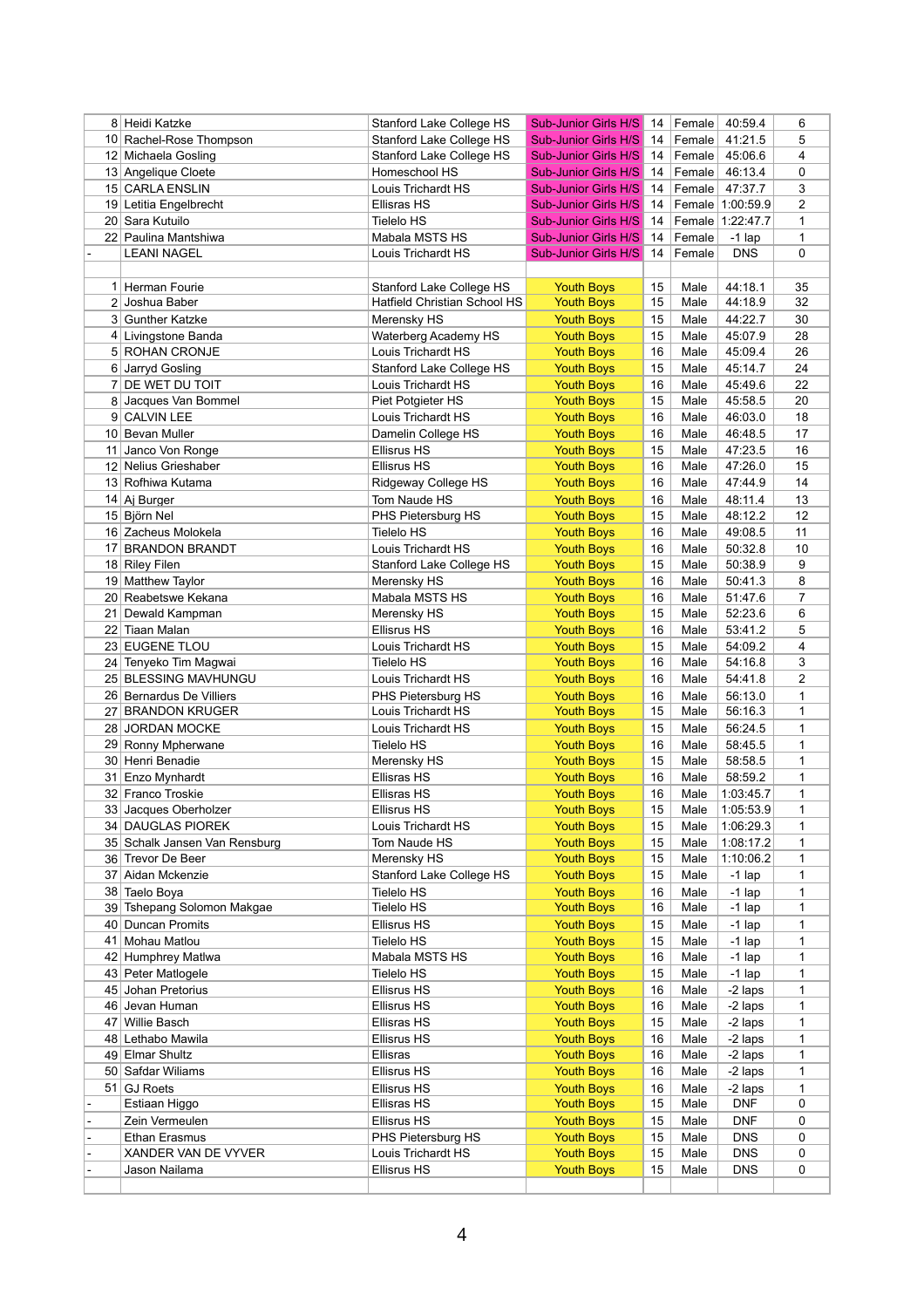| | | | | | | | |
|---|---|---|---|---|---|---|---|
| 8 | Heidi Katzke | Stanford Lake College HS | Sub-Junior Girls H/S | 14 | Female | 40:59.4 | 6 |
| 10 | Rachel-Rose Thompson | Stanford Lake College HS | Sub-Junior Girls H/S | 14 | Female | 41:21.5 | 5 |
| 12 | Michaela Gosling | Stanford Lake College HS | Sub-Junior Girls H/S | 14 | Female | 45:06.6 | 4 |
| 13 | Angelique Cloete | Homeschool HS | Sub-Junior Girls H/S | 14 | Female | 46:13.4 | 0 |
| 15 | CARLA ENSLIN | Louis Trichardt HS | Sub-Junior Girls H/S | 14 | Female | 47:37.7 | 3 |
| 19 | Letitia Engelbrecht | Ellisras HS | Sub-Junior Girls H/S | 14 | Female | 1:00:59.9 | 2 |
| 20 | Sara Kutuilo | Tielelo HS | Sub-Junior Girls H/S | 14 | Female | 1:22:47.7 | 1 |
| 22 | Paulina Mantshiwa | Mabala MSTS HS | Sub-Junior Girls H/S | 14 | Female | -1 lap | 1 |
| - | LEANI NAGEL | Louis Trichardt HS | Sub-Junior Girls H/S | 14 | Female | DNS | 0 |
| | | | | | | | |
| 1 | Herman Fourie | Stanford Lake College HS | Youth Boys | 15 | Male | 44:18.1 | 35 |
| 2 | Joshua Baber | Hatfield Christian School HS | Youth Boys | 15 | Male | 44:18.9 | 32 |
| 3 | Gunther Katzke | Merensky HS | Youth Boys | 15 | Male | 44:22.7 | 30 |
| 4 | Livingstone Banda | Waterberg Academy HS | Youth Boys | 15 | Male | 45:07.9 | 28 |
| 5 | ROHAN CRONJE | Louis Trichardt HS | Youth Boys | 16 | Male | 45:09.4 | 26 |
| 6 | Jarryd Gosling | Stanford Lake College HS | Youth Boys | 15 | Male | 45:14.7 | 24 |
| 7 | DE WET DU TOIT | Louis Trichardt HS | Youth Boys | 16 | Male | 45:49.6 | 22 |
| 8 | Jacques Van Bommel | Piet Potgieter HS | Youth Boys | 15 | Male | 45:58.5 | 20 |
| 9 | CALVIN LEE | Louis Trichardt HS | Youth Boys | 16 | Male | 46:03.0 | 18 |
| 10 | Bevan Muller | Damelin College HS | Youth Boys | 16 | Male | 46:48.5 | 17 |
| 11 | Janco Von Ronge | Ellisras HS | Youth Boys | 15 | Male | 47:23.5 | 16 |
| 12 | Nelius Grieshaber | Ellisras HS | Youth Boys | 16 | Male | 47:26.0 | 15 |
| 13 | Rofhiwa Kutama | Ridgeway College HS | Youth Boys | 16 | Male | 47:44.9 | 14 |
| 14 | Aj Burger | Tom Naude HS | Youth Boys | 16 | Male | 48:11.4 | 13 |
| 15 | Björn Nel | PHS Pietersburg HS | Youth Boys | 15 | Male | 48:12.2 | 12 |
| 16 | Zacheus Molokela | Tielelo HS | Youth Boys | 16 | Male | 49:08.5 | 11 |
| 17 | BRANDON BRANDT | Louis Trichardt HS | Youth Boys | 16 | Male | 50:32.8 | 10 |
| 18 | Riley Filen | Stanford Lake College HS | Youth Boys | 15 | Male | 50:38.9 | 9 |
| 19 | Matthew Taylor | Merensky HS | Youth Boys | 16 | Male | 50:41.3 | 8 |
| 20 | Reabetswe Kekana | Mabala MSTS HS | Youth Boys | 16 | Male | 51:47.6 | 7 |
| 21 | Dewald Kampman | Merensky HS | Youth Boys | 15 | Male | 52:23.6 | 6 |
| 22 | Tiaan Malan | Ellisras HS | Youth Boys | 16 | Male | 53:41.2 | 5 |
| 23 | EUGENE TLOU | Louis Trichardt HS | Youth Boys | 15 | Male | 54:09.2 | 4 |
| 24 | Tenyeko Tim Magwai | Tielelo HS | Youth Boys | 16 | Male | 54:16.8 | 3 |
| 25 | BLESSING MAVHUNGU | Louis Trichardt HS | Youth Boys | 16 | Male | 54:41.8 | 2 |
| 26 | Bernardus De Villiers | PHS Pietersburg HS | Youth Boys | 16 | Male | 56:13.0 | 1 |
| 27 | BRANDON KRUGER | Louis Trichardt HS | Youth Boys | 15 | Male | 56:16.3 | 1 |
| 28 | JORDAN MOCKE | Louis Trichardt HS | Youth Boys | 15 | Male | 56:24.5 | 1 |
| 29 | Ronny Mpherwane | Tielelo HS | Youth Boys | 16 | Male | 58:45.5 | 1 |
| 30 | Henri Benadie | Merensky HS | Youth Boys | 15 | Male | 58:58.5 | 1 |
| 31 | Enzo Mynhardt | Ellisras HS | Youth Boys | 16 | Male | 58:59.2 | 1 |
| 32 | Franco Troskie | Ellisras HS | Youth Boys | 16 | Male | 1:03:45.7 | 1 |
| 33 | Jacques Oberholzer | Ellisras HS | Youth Boys | 15 | Male | 1:05:53.9 | 1 |
| 34 | DAUGLAS PIOREK | Louis Trichardt HS | Youth Boys | 15 | Male | 1:06:29.3 | 1 |
| 35 | Schalk Jansen Van Rensburg | Tom Naude HS | Youth Boys | 15 | Male | 1:08:17.2 | 1 |
| 36 | Trevor De Beer | Merensky HS | Youth Boys | 15 | Male | 1:10:06.2 | 1 |
| 37 | Aidan Mckenzie | Stanford Lake College HS | Youth Boys | 15 | Male | -1 lap | 1 |
| 38 | Taelo Boya | Tielelo HS | Youth Boys | 16 | Male | -1 lap | 1 |
| 39 | Tshepang Solomon Makgae | Tielelo HS | Youth Boys | 16 | Male | -1 lap | 1 |
| 40 | Duncan Promits | Ellisras HS | Youth Boys | 15 | Male | -1 lap | 1 |
| 41 | Mohau Matlou | Tielelo HS | Youth Boys | 15 | Male | -1 lap | 1 |
| 42 | Humphrey Matlwa | Mabala MSTS HS | Youth Boys | 16 | Male | -1 lap | 1 |
| 43 | Peter Matlogele | Tielelo HS | Youth Boys | 15 | Male | -1 lap | 1 |
| 45 | Johan Pretorius | Ellisras HS | Youth Boys | 16 | Male | -2 laps | 1 |
| 46 | Jevan Human | Ellisras HS | Youth Boys | 16 | Male | -2 laps | 1 |
| 47 | Willie Basch | Ellisras HS | Youth Boys | 15 | Male | -2 laps | 1 |
| 48 | Lethabo Mawila | Ellisras HS | Youth Boys | 16 | Male | -2 laps | 1 |
| 49 | Elmar Shultz | Ellisras | Youth Boys | 16 | Male | -2 laps | 1 |
| 50 | Safdar Wiliams | Ellisras HS | Youth Boys | 16 | Male | -2 laps | 1 |
| 51 | GJ Roets | Ellisras HS | Youth Boys | 16 | Male | -2 laps | 1 |
| - | Estiaan Higgo | Ellisras HS | Youth Boys | 15 | Male | DNF | 0 |
| - | Zein Vermeulen | Ellisras HS | Youth Boys | 15 | Male | DNF | 0 |
| - | Ethan Erasmus | PHS Pietersburg HS | Youth Boys | 15 | Male | DNS | 0 |
| - | XANDER VAN DE VYVER | Louis Trichardt HS | Youth Boys | 15 | Male | DNS | 0 |
| - | Jason Nailama | Ellisras HS | Youth Boys | 15 | Male | DNS | 0 |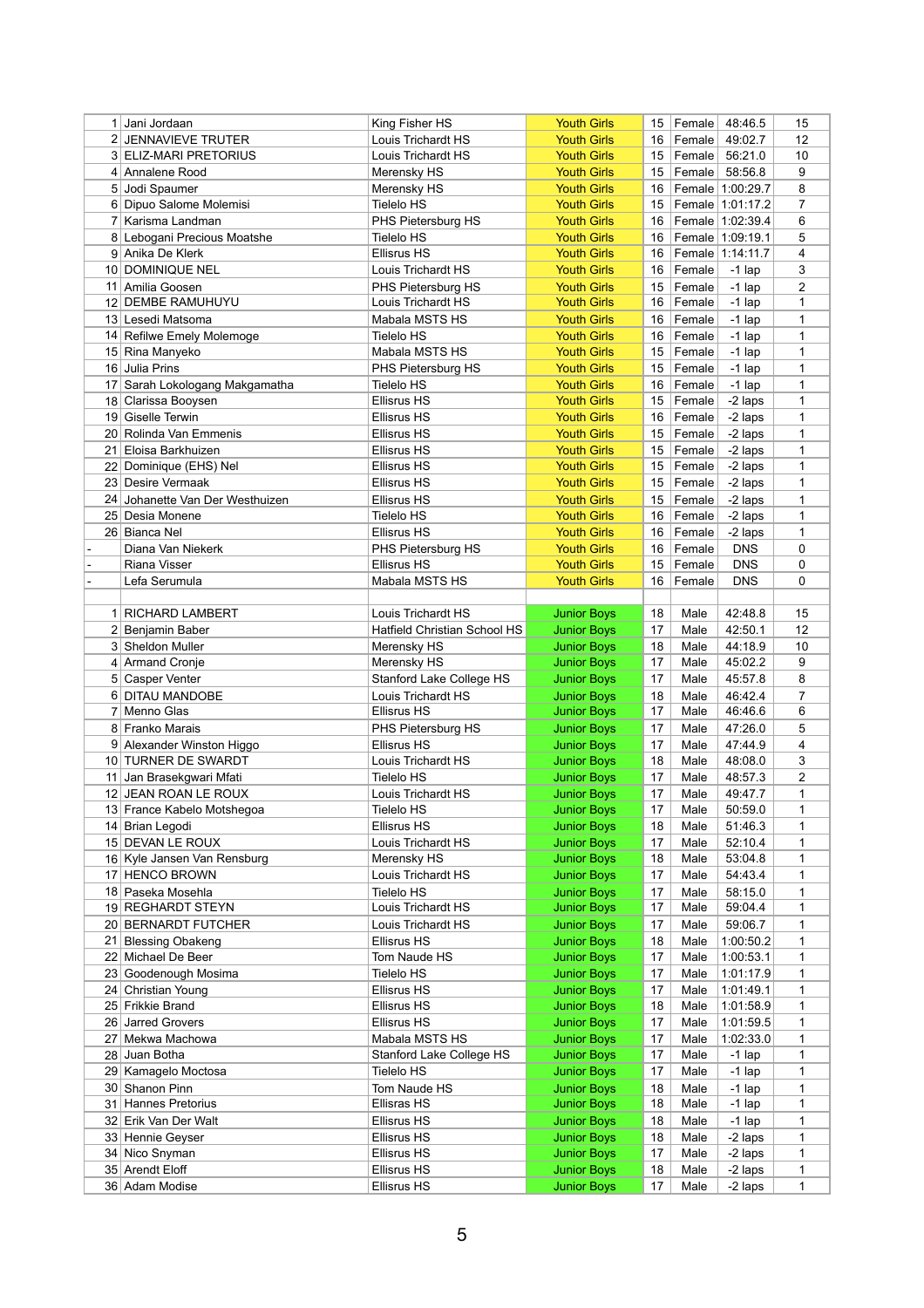| | | | | | | | |
|---|---|---|---|---|---|---|---|
| 1 | Jani Jordaan | King Fisher HS | Youth Girls | 15 | Female | 48:46.5 | 15 |
| 2 | JENNAVIEVE TRUTER | Louis Trichardt HS | Youth Girls | 16 | Female | 49:02.7 | 12 |
| 3 | ELIZ-MARI PRETORIUS | Louis Trichardt HS | Youth Girls | 15 | Female | 56:21.0 | 10 |
| 4 | Annalene Rood | Merensky HS | Youth Girls | 15 | Female | 58:56.8 | 9 |
| 5 | Jodi Spaumer | Merensky HS | Youth Girls | 16 | Female | 1:00:29.7 | 8 |
| 6 | Dipuo Salome Molemisi | Tielelo HS | Youth Girls | 15 | Female | 1:01:17.2 | 7 |
| 7 | Karisma Landman | PHS Pietersburg HS | Youth Girls | 16 | Female | 1:02:39.4 | 6 |
| 8 | Lebogani Precious Moatshe | Tielelo HS | Youth Girls | 16 | Female | 1:09:19.1 | 5 |
| 9 | Anika De Klerk | Ellisrus HS | Youth Girls | 16 | Female | 1:14:11.7 | 4 |
| 10 | DOMINIQUE NEL | Louis Trichardt HS | Youth Girls | 16 | Female | -1 lap | 3 |
| 11 | Amilia Goosen | PHS Pietersburg HS | Youth Girls | 15 | Female | -1 lap | 2 |
| 12 | DEMBE RAMUHUYU | Louis Trichardt HS | Youth Girls | 16 | Female | -1 lap | 1 |
| 13 | Lesedi Matsoma | Mabala MSTS HS | Youth Girls | 16 | Female | -1 lap | 1 |
| 14 | Refilwe Emely Molemoge | Tielelo HS | Youth Girls | 16 | Female | -1 lap | 1 |
| 15 | Rina Manyeko | Mabala MSTS HS | Youth Girls | 15 | Female | -1 lap | 1 |
| 16 | Julia Prins | PHS Pietersburg HS | Youth Girls | 15 | Female | -1 lap | 1 |
| 17 | Sarah Lokologang Makgamatha | Tielelo HS | Youth Girls | 16 | Female | -1 lap | 1 |
| 18 | Clarissa Booysen | Ellisrus HS | Youth Girls | 15 | Female | -2 laps | 1 |
| 19 | Giselle Terwin | Ellisrus HS | Youth Girls | 16 | Female | -2 laps | 1 |
| 20 | Rolinda Van Emmenis | Ellisrus HS | Youth Girls | 15 | Female | -2 laps | 1 |
| 21 | Eloisa Barkhuizen | Ellisrus HS | Youth Girls | 15 | Female | -2 laps | 1 |
| 22 | Dominique (EHS) Nel | Ellisrus HS | Youth Girls | 15 | Female | -2 laps | 1 |
| 23 | Desire Vermaak | Ellisrus HS | Youth Girls | 15 | Female | -2 laps | 1 |
| 24 | Johanette Van Der Westhuizen | Ellisrus HS | Youth Girls | 15 | Female | -2 laps | 1 |
| 25 | Desia Monene | Tielelo HS | Youth Girls | 16 | Female | -2 laps | 1 |
| 26 | Bianca Nel | Ellisrus HS | Youth Girls | 16 | Female | -2 laps | 1 |
| - | Diana Van Niekerk | PHS Pietersburg HS | Youth Girls | 16 | Female | DNS | 0 |
| - | Riana Visser | Ellisrus HS | Youth Girls | 15 | Female | DNS | 0 |
| - | Lefa Serumula | Mabala MSTS HS | Youth Girls | 16 | Female | DNS | 0 |
| | | | | | | | |
| 1 | RICHARD LAMBERT | Louis Trichardt HS | Junior Boys | 18 | Male | 42:48.8 | 15 |
| 2 | Benjamin Baber | Hatfield Christian School HS | Junior Boys | 17 | Male | 42:50.1 | 12 |
| 3 | Sheldon Muller | Merensky HS | Junior Boys | 18 | Male | 44:18.9 | 10 |
| 4 | Armand Cronje | Merensky HS | Junior Boys | 17 | Male | 45:02.2 | 9 |
| 5 | Casper Venter | Stanford Lake College HS | Junior Boys | 17 | Male | 45:57.8 | 8 |
| 6 | DITAU MANDOBE | Louis Trichardt HS | Junior Boys | 18 | Male | 46:42.4 | 7 |
| 7 | Menno Glas | Ellisrus HS | Junior Boys | 17 | Male | 46:46.6 | 6 |
| 8 | Franko Marais | PHS Pietersburg HS | Junior Boys | 17 | Male | 47:26.0 | 5 |
| 9 | Alexander Winston Higgo | Ellisrus HS | Junior Boys | 17 | Male | 47:44.9 | 4 |
| 10 | TURNER DE SWARDT | Louis Trichardt HS | Junior Boys | 18 | Male | 48:08.0 | 3 |
| 11 | Jan Brasekgwari Mfati | Tielelo HS | Junior Boys | 17 | Male | 48:57.3 | 2 |
| 12 | JEAN ROAN LE ROUX | Louis Trichardt HS | Junior Boys | 17 | Male | 49:47.7 | 1 |
| 13 | France Kabelo Motshegoa | Tielelo HS | Junior Boys | 17 | Male | 50:59.0 | 1 |
| 14 | Brian Legodi | Ellisrus HS | Junior Boys | 18 | Male | 51:46.3 | 1 |
| 15 | DEVAN LE ROUX | Louis Trichardt HS | Junior Boys | 17 | Male | 52:10.4 | 1 |
| 16 | Kyle Jansen Van Rensburg | Merensky HS | Junior Boys | 18 | Male | 53:04.8 | 1 |
| 17 | HENCO BROWN | Louis Trichardt HS | Junior Boys | 17 | Male | 54:43.4 | 1 |
| 18 | Paseka Mosehla | Tielelo HS | Junior Boys | 17 | Male | 58:15.0 | 1 |
| 19 | REGHARDT STEYN | Louis Trichardt HS | Junior Boys | 17 | Male | 59:04.4 | 1 |
| 20 | BERNARDT FUTCHER | Louis Trichardt HS | Junior Boys | 17 | Male | 59:06.7 | 1 |
| 21 | Blessing Obakeng | Ellisrus HS | Junior Boys | 18 | Male | 1:00:50.2 | 1 |
| 22 | Michael De Beer | Tom Naude HS | Junior Boys | 17 | Male | 1:00:53.1 | 1 |
| 23 | Goodenough Mosima | Tielelo HS | Junior Boys | 17 | Male | 1:01:17.9 | 1 |
| 24 | Christian Young | Ellisrus HS | Junior Boys | 17 | Male | 1:01:49.1 | 1 |
| 25 | Frikkie Brand | Ellisrus HS | Junior Boys | 18 | Male | 1:01:58.9 | 1 |
| 26 | Jarred Grovers | Ellisrus HS | Junior Boys | 17 | Male | 1:01:59.5 | 1 |
| 27 | Mekwa Machowa | Mabala MSTS HS | Junior Boys | 17 | Male | 1:02:33.0 | 1 |
| 28 | Juan Botha | Stanford Lake College HS | Junior Boys | 17 | Male | -1 lap | 1 |
| 29 | Kamagelo Moctosa | Tielelo HS | Junior Boys | 17 | Male | -1 lap | 1 |
| 30 | Shanon Pinn | Tom Naude HS | Junior Boys | 18 | Male | -1 lap | 1 |
| 31 | Hannes Pretorius | Ellisrus HS | Junior Boys | 18 | Male | -1 lap | 1 |
| 32 | Erik Van Der Walt | Ellisrus HS | Junior Boys | 18 | Male | -1 lap | 1 |
| 33 | Hennie Geyser | Ellisrus HS | Junior Boys | 18 | Male | -2 laps | 1 |
| 34 | Nico Snyman | Ellisrus HS | Junior Boys | 17 | Male | -2 laps | 1 |
| 35 | Arendt Eloff | Ellisrus HS | Junior Boys | 18 | Male | -2 laps | 1 |
| 36 | Adam Modise | Ellisrus HS | Junior Boys | 17 | Male | -2 laps | 1 |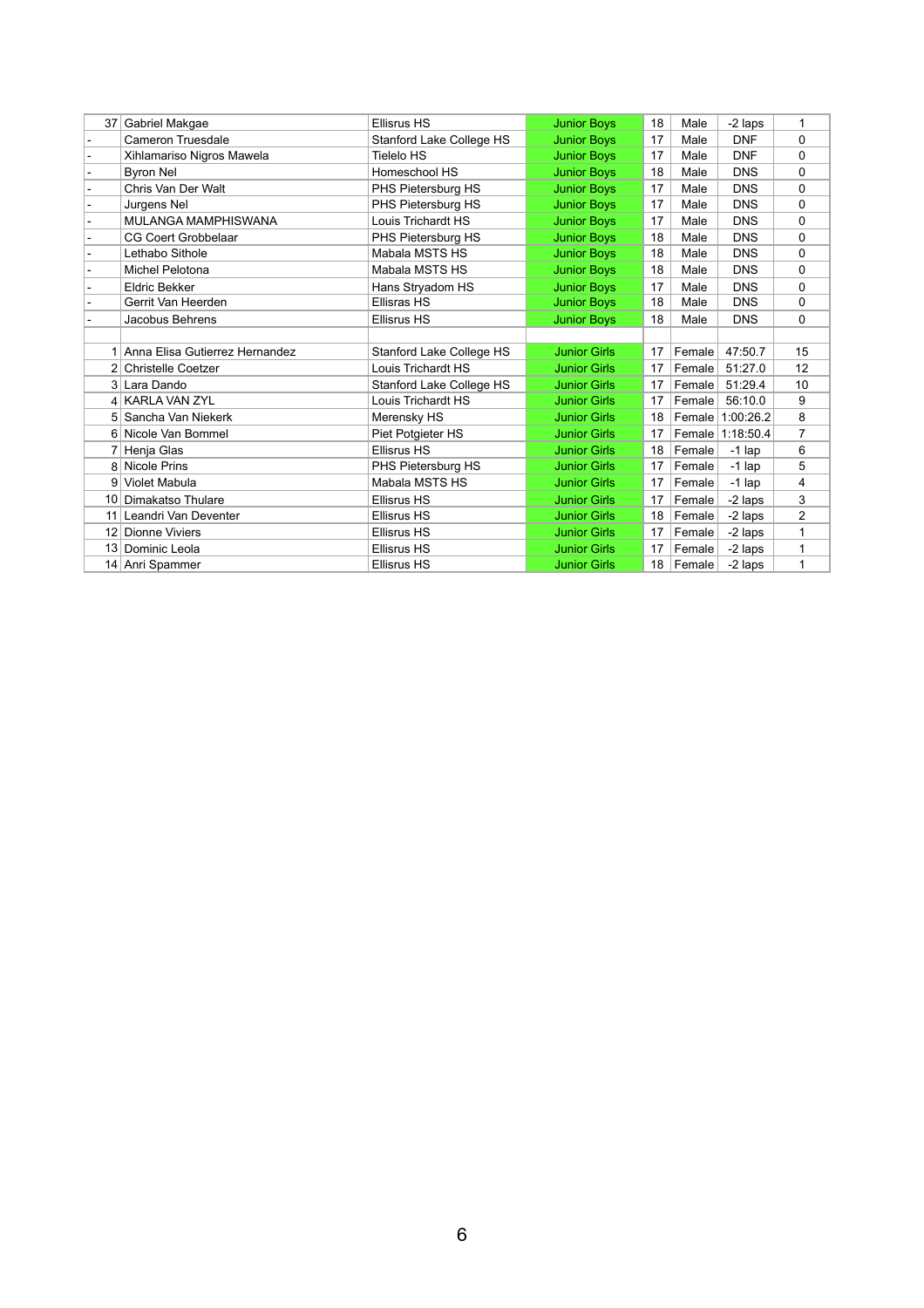| | | | | | | | |
|---|---|---|---|---|---|---|---|
| 37 | Gabriel Makgae | Ellisrus HS | Junior Boys | 18 | Male | -2 laps | 1 |
| - | Cameron Truesdale | Stanford Lake College HS | Junior Boys | 17 | Male | DNF | 0 |
| - | Xihlamariso Nigros Mawela | Tielelo HS | Junior Boys | 17 | Male | DNF | 0 |
| - | Byron Nel | Homeschool HS | Junior Boys | 18 | Male | DNS | 0 |
| - | Chris Van Der Walt | PHS Pietersburg HS | Junior Boys | 17 | Male | DNS | 0 |
| - | Jurgens Nel | PHS Pietersburg HS | Junior Boys | 17 | Male | DNS | 0 |
| - | MULANGA MAMPHISWANA | Louis Trichardt HS | Junior Boys | 17 | Male | DNS | 0 |
| - | CG Coert Grobbelaar | PHS Pietersburg HS | Junior Boys | 18 | Male | DNS | 0 |
| - | Lethabo Sithole | Mabala MSTS HS | Junior Boys | 18 | Male | DNS | 0 |
| - | Michel Pelotona | Mabala MSTS HS | Junior Boys | 18 | Male | DNS | 0 |
| - | Eldric Bekker | Hans Stryadom HS | Junior Boys | 17 | Male | DNS | 0 |
| - | Gerrit Van Heerden | Ellisras HS | Junior Boys | 18 | Male | DNS | 0 |
| - | Jacobus Behrens | Ellisras HS | Junior Boys | 18 | Male | DNS | 0 |
| | | | | | | | |
| 1 | Anna Elisa Gutierrez Hernandez | Stanford Lake College HS | Junior Girls | 17 | Female | 47:50.7 | 15 |
| 2 | Christelle Coetzer | Louis Trichardt HS | Junior Girls | 17 | Female | 51:27.0 | 12 |
| 3 | Lara Dando | Stanford Lake College HS | Junior Girls | 17 | Female | 51:29.4 | 10 |
| 4 | KARLA VAN ZYL | Louis Trichardt HS | Junior Girls | 17 | Female | 56:10.0 | 9 |
| 5 | Sancha Van Niekerk | Merensky HS | Junior Girls | 18 | Female | 1:00:26.2 | 8 |
| 6 | Nicole Van Bommel | Piet Potgieter HS | Junior Girls | 17 | Female | 1:18:50.4 | 7 |
| 7 | Henja Glas | Ellisrus HS | Junior Girls | 18 | Female | -1 lap | 6 |
| 8 | Nicole Prins | PHS Pietersburg HS | Junior Girls | 17 | Female | -1 lap | 5 |
| 9 | Violet Mabula | Mabala MSTS HS | Junior Girls | 17 | Female | -1 lap | 4 |
| 10 | Dimakatso Thulare | Ellisrus HS | Junior Girls | 17 | Female | -2 laps | 3 |
| 11 | Leandri Van Deventer | Ellisrus HS | Junior Girls | 18 | Female | -2 laps | 2 |
| 12 | Dionne Viviers | Ellisrus HS | Junior Girls | 17 | Female | -2 laps | 1 |
| 13 | Dominic Leola | Ellisrus HS | Junior Girls | 17 | Female | -2 laps | 1 |
| 14 | Anri Spammer | Ellisrus HS | Junior Girls | 18 | Female | -2 laps | 1 |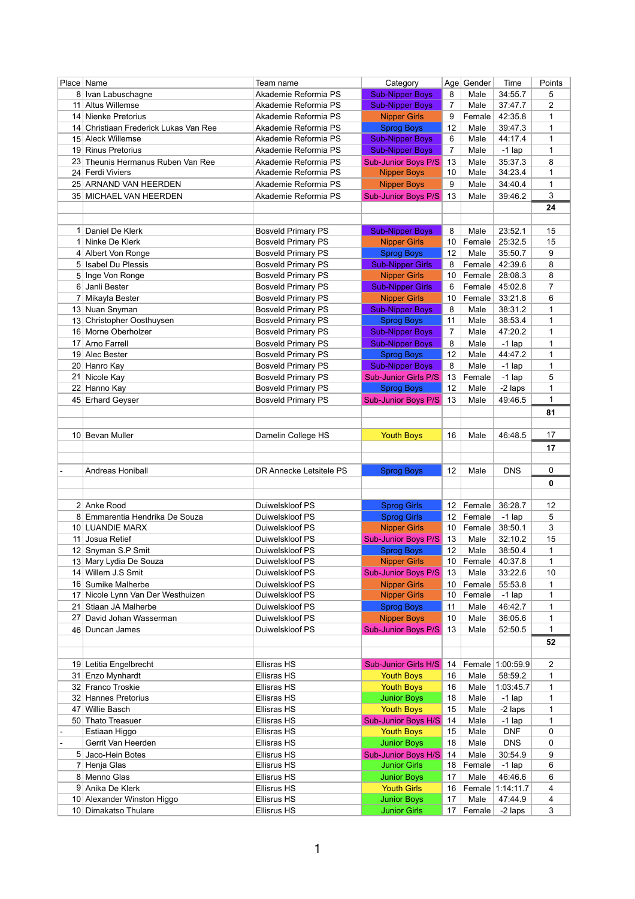| Place | Name | Team name | Category | Age | Gender | Time | Points |
|---|---|---|---|---|---|---|---|
| 8 | Ivan Labuschagne | Akademie Reformia PS | Sub-Nipper Boys | 8 | Male | 34:55.7 | 5 |
| 11 | Altus Willemse | Akademie Reformia PS | Sub-Nipper Boys | 7 | Male | 37:47.7 | 2 |
| 14 | Nienke Pretorius | Akademie Reformia PS | Nipper Girls | 9 | Female | 42:35.8 | 1 |
| 14 | Christiaan Frederick Lukas Van Ree | Akademie Reformia PS | Sprog Boys | 12 | Male | 39:47.3 | 1 |
| 15 | Aleck Willemse | Akademie Reformia PS | Sub-Nipper Boys | 6 | Male | 44:17.4 | 1 |
| 19 | Rinus Pretorius | Akademie Reformia PS | Sub-Nipper Boys | 7 | Male | -1 lap | 1 |
| 23 | Theunis Hermanus Ruben Van Ree | Akademie Reformia PS | Sub-Junior Boys P/S | 13 | Male | 35:37.3 | 8 |
| 24 | Ferdi Viviers | Akademie Reformia PS | Nipper Boys | 10 | Male | 34:23.4 | 1 |
| 25 | ARNAND VAN HEERDEN | Akademie Reformia PS | Nipper Boys | 9 | Male | 34:40.4 | 1 |
| 35 | MICHAEL VAN HEERDEN | Akademie Reformia PS | Sub-Junior Boys P/S | 13 | Male | 39:46.2 | 3 |
| | | | | | | | **24** |
| | | | | | | | |
| 1 | Daniel De Klerk | Bosveld Primary PS | Sub-Nipper Boys | 8 | Male | 23:52.1 | 15 |
| 1 | Ninke De Klerk | Bosveld Primary PS | Nipper Girls | 10 | Female | 25:32.5 | 15 |
| 4 | Albert Von Ronge | Bosveld Primary PS | Sprog Boys | 12 | Male | 35:50.7 | 9 |
| 5 | Isabel Du Plessis | Bosveld Primary PS | Sub-Nipper Girls | 8 | Female | 42:39.6 | 8 |
| 5 | Inge Von Ronge | Bosveld Primary PS | Nipper Girls | 10 | Female | 28:08.3 | 8 |
| 6 | Janli Bester | Bosveld Primary PS | Sub-Nipper Girls | 6 | Female | 45:02.8 | 7 |
| 7 | Mikayla Bester | Bosveld Primary PS | Nipper Girls | 10 | Female | 33:21.8 | 6 |
| 13 | Nuan Snyman | Bosveld Primary PS | Sub-Nipper Boys | 8 | Male | 38:31.2 | 1 |
| 13 | Christopher Oosthuysen | Bosveld Primary PS | Sprog Boys | 11 | Male | 38:53.4 | 1 |
| 16 | Morne Oberholzer | Bosveld Primary PS | Sub-Nipper Boys | 7 | Male | 47:20.2 | 1 |
| 17 | Arno Farrell | Bosveld Primary PS | Sub-Nipper Boys | 8 | Male | -1 lap | 1 |
| 19 | Alec Bester | Bosveld Primary PS | Sprog Boys | 12 | Male | 44:47.2 | 1 |
| 20 | Hanro Kay | Bosveld Primary PS | Sub-Nipper Boys | 8 | Male | -1 lap | 1 |
| 21 | Nicole Kay | Bosveld Primary PS | Sub-Junior Girls P/S | 13 | Female | -1 lap | 5 |
| 22 | Hanno Kay | Bosveld Primary PS | Sprog Boys | 12 | Male | -2 laps | 1 |
| 45 | Erhard Geyser | Bosveld Primary PS | Sub-Junior Boys P/S | 13 | Male | 49:46.5 | 1 |
| | | | | | | | **81** |
| | | | | | | | |
| 10 | Bevan Muller | Damelin College HS | Youth Boys | 16 | Male | 46:48.5 | 17 |
| | | | | | | | **17** |
| | | | | | | | |
| - | Andreas Honiball | DR Annecke Letsitele PS | Sprog Boys | 12 | Male | DNS | 0 |
| | | | | | | | **0** |
| | | | | | | | |
| 2 | Anke Rood | Duiwelskloof PS | Sprog Girls | 12 | Female | 36:28.7 | 12 |
| 8 | Emmarentia Hendrika De Souza | Duiwelskloof PS | Sprog Girls | 12 | Female | -1 lap | 5 |
| 10 | LUANDIE MARX | Duiwelskloof PS | Nipper Girls | 10 | Female | 38:50.1 | 3 |
| 11 | Josua Retief | Duiwelskloof PS | Sub-Junior Boys P/S | 13 | Male | 32:10.2 | 15 |
| 12 | Snyman S.P Smit | Duiwelskloof PS | Sprog Boys | 12 | Male | 38:50.4 | 1 |
| 13 | Mary Lydia De Souza | Duiwelskloof PS | Nipper Girls | 10 | Female | 40:37.8 | 1 |
| 14 | Willem J.S Smit | Duiwelskloof PS | Sub-Junior Boys P/S | 13 | Male | 33:22.6 | 10 |
| 16 | Sumike Malherbe | Duiwelskloof PS | Nipper Girls | 10 | Female | 55:53.8 | 1 |
| 17 | Nicole Lynn Van Der Westhuizen | Duiwelskloof PS | Nipper Girls | 10 | Female | -1 lap | 1 |
| 21 | Stiaan JA Malherbe | Duiwelskloof PS | Sprog Boys | 11 | Male | 46:42.7 | 1 |
| 27 | David Johan Wasserman | Duiwelskloof PS | Nipper Boys | 10 | Male | 36:05.6 | 1 |
| 46 | Duncan James | Duiwelskloof PS | Sub-Junior Boys P/S | 13 | Male | 52:50.5 | 1 |
| | | | | | | | **52** |
| | | | | | | | |
| 19 | Letitia Engelbrecht | Ellisras HS | Sub-Junior Girls H/S | 14 | Female | 1:00:59.9 | 2 |
| 31 | Enzo Mynhardt | Ellisras HS | Youth Boys | 16 | Male | 58:59.2 | 1 |
| 32 | Franco Troskie | Ellisras HS | Youth Boys | 16 | Male | 1:03:45.7 | 1 |
| 32 | Hannes Pretorius | Ellisras HS | Junior Boys | 18 | Male | -1 lap | 1 |
| 47 | Willie Basch | Ellisras HS | Youth Boys | 15 | Male | -2 laps | 1 |
| 50 | Thato Treasuer | Ellisras HS | Sub-Junior Boys H/S | 14 | Male | -1 lap | 1 |
| - | Estiaan Higgo | Ellisras HS | Youth Boys | 15 | Male | DNF | 0 |
| - | Gerrit Van Heerden | Ellisras HS | Junior Boys | 18 | Male | DNS | 0 |
| 5 | Jaco-Hein Botes | Ellisrus HS | Sub-Junior Boys H/S | 14 | Male | 30:54.9 | 9 |
| 7 | Henja Glas | Ellisrus HS | Junior Girls | 18 | Female | -1 lap | 6 |
| 8 | Menno Glas | Ellisrus HS | Junior Boys | 17 | Male | 46:46.6 | 6 |
| 9 | Anika De Klerk | Ellisrus HS | Youth Girls | 16 | Female | 1:14:11.7 | 4 |
| 10 | Alexander Winston Higgo | Ellisrus HS | Junior Boys | 17 | Male | 47:44.9 | 4 |
| 10 | Dimakatso Thulare | Ellisrus HS | Junior Girls | 17 | Female | -2 laps | 3 |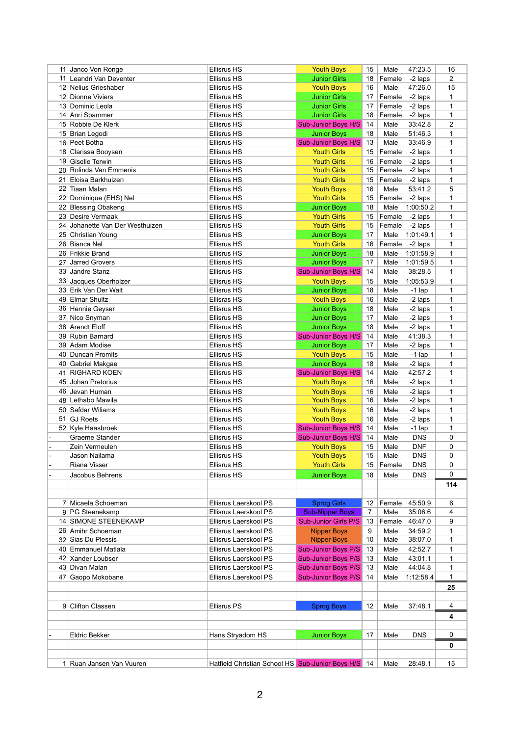| | | | | | | | |
|---|---|---|---|---|---|---|---|
| 11 | Janco Von Ronge | Ellisrus HS | Youth Boys | 15 | Male | 47:23.5 | 16 |
| 11 | Leandri Van Deventer | Ellisrus HS | Junior Girls | 18 | Female | -2 laps | 2 |
| 12 | Nelius Grieshaber | Ellisrus HS | Youth Boys | 16 | Male | 47:26.0 | 15 |
| 12 | Dionne Viviers | Ellisrus HS | Junior Girls | 17 | Female | -2 laps | 1 |
| 13 | Dominic Leola | Ellisrus HS | Junior Girls | 17 | Female | -2 laps | 1 |
| 14 | Anri Spammer | Ellisrus HS | Junior Girls | 18 | Female | -2 laps | 1 |
| 15 | Robbie De Klerk | Ellisrus HS | Sub-Junior Boys H/S | 14 | Male | 33:42.8 | 2 |
| 15 | Brian Legodi | Ellisrus HS | Junior Boys | 18 | Male | 51:46.3 | 1 |
| 16 | Peet Botha | Ellisrus HS | Sub-Junior Boys H/S | 13 | Male | 33:46.9 | 1 |
| 18 | Clarissa Booysen | Ellisrus HS | Youth Girls | 15 | Female | -2 laps | 1 |
| 19 | Giselle Terwin | Ellisrus HS | Youth Girls | 16 | Female | -2 laps | 1 |
| 20 | Rolinda Van Emmenis | Ellisrus HS | Youth Girls | 15 | Female | -2 laps | 1 |
| 21 | Eloisa Barkhuizen | Ellisrus HS | Youth Girls | 15 | Female | -2 laps | 1 |
| 22 | Tiaan Malan | Ellisrus HS | Youth Boys | 16 | Male | 53:41.2 | 5 |
| 22 | Dominique (EHS) Nel | Ellisrus HS | Youth Girls | 15 | Female | -2 laps | 1 |
| 22 | Blessing Obakeng | Ellisrus HS | Junior Boys | 18 | Male | 1:00:50.2 | 1 |
| 23 | Desire Vermaak | Ellisrus HS | Youth Girls | 15 | Female | -2 laps | 1 |
| 24 | Johanette Van Der Westhuizen | Ellisrus HS | Youth Girls | 15 | Female | -2 laps | 1 |
| 25 | Christian Young | Ellisrus HS | Junior Boys | 17 | Male | 1:01:49.1 | 1 |
| 26 | Bianca Nel | Ellisrus HS | Youth Girls | 16 | Female | -2 laps | 1 |
| 26 | Frikkie Brand | Ellisrus HS | Junior Boys | 18 | Male | 1:01:58.9 | 1 |
| 27 | Jarred Grovers | Ellisrus HS | Junior Boys | 17 | Male | 1:01:59.5 | 1 |
| 33 | Jandre Stanz | Ellisrus HS | Sub-Junior Boys H/S | 14 | Male | 38:28.5 | 1 |
| 33 | Jacques Oberholzer | Ellisrus HS | Youth Boys | 15 | Male | 1:05:53.9 | 1 |
| 33 | Erik Van Der Walt | Ellisrus HS | Junior Boys | 18 | Male | -1 lap | 1 |
| 49 | Elmar Shultz | Ellisrus HS | Youth Boys | 16 | Male | -2 laps | 1 |
| 36 | Hennie Geyser | Ellisrus HS | Junior Boys | 18 | Male | -2 laps | 1 |
| 37 | Nico Snyman | Ellisrus HS | Junior Boys | 17 | Male | -2 laps | 1 |
| 38 | Arendt Eloff | Ellisrus HS | Junior Boys | 18 | Male | -2 laps | 1 |
| 39 | Rubin Barnard | Ellisrus HS | Sub-Junior Boys H/S | 14 | Male | 41:38.3 | 1 |
| 39 | Adam Modise | Ellisrus HS | Junior Boys | 17 | Male | -2 laps | 1 |
| 40 | Duncan Promits | Ellisrus HS | Youth Boys | 15 | Male | -1 lap | 1 |
| 40 | Gabriel Makgae | Ellisrus HS | Junior Boys | 18 | Male | -2 laps | 1 |
| 41 | RIGHARD KOEN | Ellisrus HS | Sub-Junior Boys H/S | 14 | Male | 42:57.2 | 1 |
| 45 | Johan Pretorius | Ellisrus HS | Youth Boys | 16 | Male | -2 laps | 1 |
| 46 | Jevan Human | Ellisrus HS | Youth Boys | 16 | Male | -2 laps | 1 |
| 48 | Lethabo Mawila | Ellisrus HS | Youth Boys | 16 | Male | -2 laps | 1 |
| 50 | Safdar Wiliams | Ellisrus HS | Youth Boys | 16 | Male | -2 laps | 1 |
| 51 | GJ Roets | Ellisrus HS | Youth Boys | 16 | Male | -2 laps | 1 |
| 52 | Kyle Haasbroek | Ellisrus HS | Sub-Junior Boys H/S | 14 | Male | -1 lap | 1 |
| - | Graeme Stander | Ellisrus HS | Sub-Junior Boys H/S | 14 | Male | DNS | 0 |
| - | Zein Vermeulen | Ellisrus HS | Youth Boys | 15 | Male | DNF | 0 |
| - | Jason Nailama | Ellisrus HS | Youth Boys | 15 | Male | DNS | 0 |
| - | Riana Visser | Ellisrus HS | Youth Girls | 15 | Female | DNS | 0 |
| - | Jacobus Behrens | Ellisrus HS | Junior Boys | 18 | Male | DNS | 0 |
| | | | | | | | **114** |
| | | | | | | | |
| 7 | Micaela Schoeman | Ellisrus Laerskool PS | Sprog Girls | 12 | Female | 45:50.9 | 6 |
| 9 | PG Steenekamp | Ellisrus Laerskool PS | Sub-Nipper Boys | 7 | Male | 35:06.6 | 4 |
| 14 | SIMONE STEENEKAMP | Ellisrus Laerskool PS | Sub-Junior Girls P/S | 13 | Female | 46:47.0 | 9 |
| 26 | Amihr Schoeman | Ellisrus Laerskool PS | Nipper Boys | 9 | Male | 34:59.2 | 1 |
| 32 | Sias Du Plessis | Ellisrus Laerskool PS | Nipper Boys | 10 | Male | 38:07.0 | 1 |
| 40 | Emmanuel Matlala | Ellisrus Laerskool PS | Sub-Junior Boys P/S | 13 | Male | 42:52.7 | 1 |
| 42 | Xander Loubser | Ellisrus Laerskool PS | Sub-Junior Boys P/S | 13 | Male | 43:01.1 | 1 |
| 43 | Divan Malan | Ellisrus Laerskool PS | Sub-Junior Boys P/S | 13 | Male | 44:04.8 | 1 |
| 47 | Gaopo Mokobane | Ellisrus Laerskool PS | Sub-Junior Boys P/S | 14 | Male | 1:12:58.4 | 1 |
| | | | | | | | **25** |
| | | | | | | | |
| 9 | Clifton Classen | Ellisrus PS | Sprog Boys | 12 | Male | 37:48.1 | 4 |
| | | | | | | | **4** |
| | | | | | | | |
| - | Eldric Bekker | Hans Stryadom HS | Junior Boys | 17 | Male | DNS | 0 |
| | | | | | | | **0** |
| | | | | | | | |
| 1 | Ruan Jansen Van Vuuren | Hatfield Christian School HS | Sub-Junior Boys H/S | 14 | Male | 28:48.1 | 15 |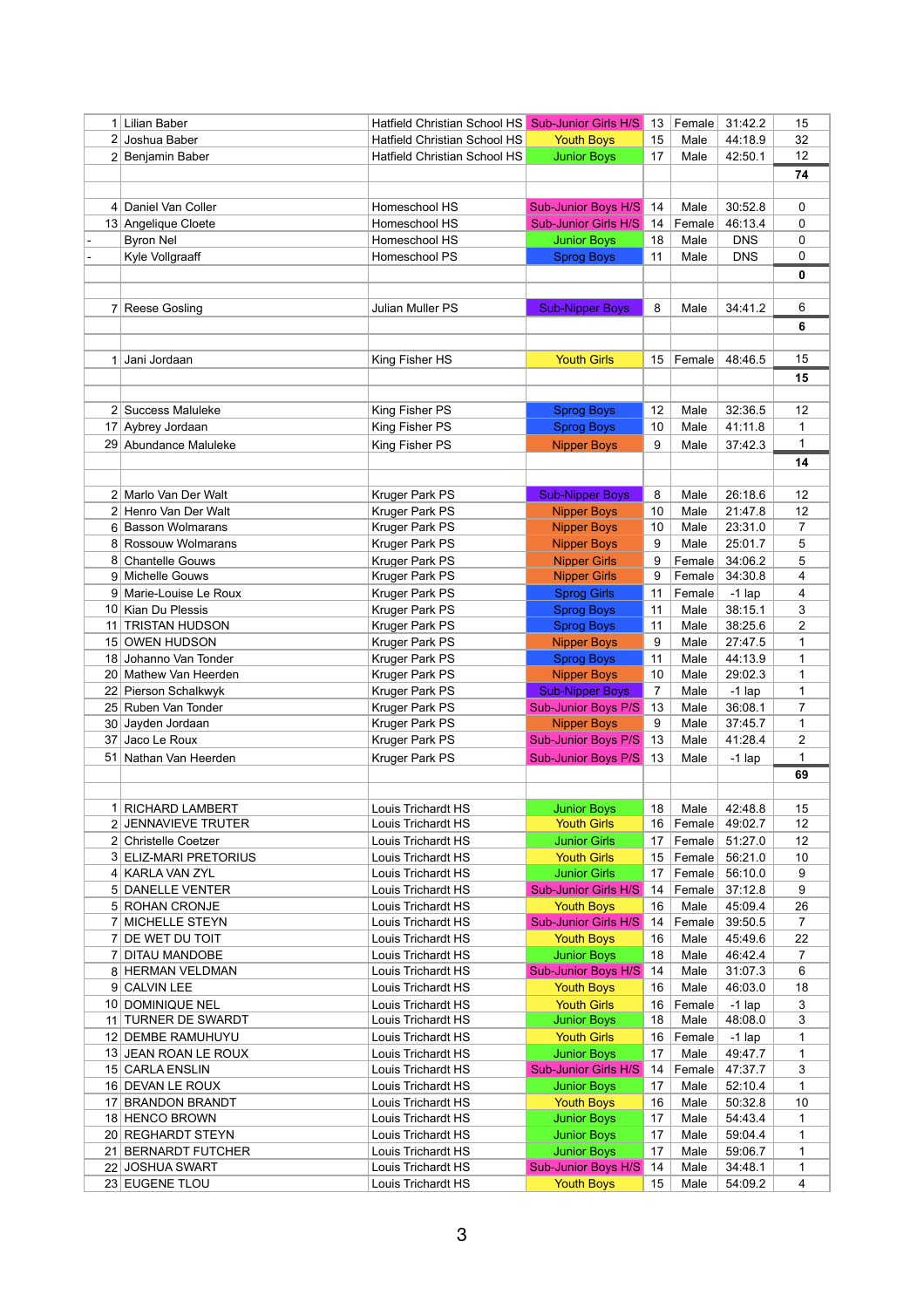| | | | | | | | |
|---|---|---|---|---|---|---|---|
| 1 | Lilian Baber | Hatfield Christian School HS | Sub-Junior Girls H/S | 13 | Female | 31:42.2 | 15 |
| 2 | Joshua Baber | Hatfield Christian School HS | Youth Boys | 15 | Male | 44:18.9 | 32 |
| 2 | Benjamin Baber | Hatfield Christian School HS | Junior Boys | 17 | Male | 42:50.1 | 12 |
| | | | | | | | **74** |
| | | | | | | | |
| 4 | Daniel Van Coller | Homeschool HS | Sub-Junior Boys H/S | 14 | Male | 30:52.8 | 0 |
| 13 | Angelique Cloete | Homeschool HS | Sub-Junior Girls H/S | 14 | Female | 46:13.4 | 0 |
| - | Byron Nel | Homeschool HS | Junior Boys | 18 | Male | DNS | 0 |
| - | Kyle Vollgraaff | Homeschool PS | Sprog Boys | 11 | Male | DNS | 0 |
| | | | | | | | **0** |
| | | | | | | | |
| 7 | Reese Gosling | Julian Muller PS | Sub-Nipper Boys | 8 | Male | 34:41.2 | 6 |
| | | | | | | | **6** |
| | | | | | | | |
| 1 | Jani Jordaan | King Fisher HS | Youth Girls | 15 | Female | 48:46.5 | 15 |
| | | | | | | | **15** |
| | | | | | | | |
| 2 | Success Maluleke | King Fisher PS | Sprog Boys | 12 | Male | 32:36.5 | 12 |
| 17 | Aybrey Jordaan | King Fisher PS | Sprog Boys | 10 | Male | 41:11.8 | 1 |
| 29 | Abundance Maluleke | King Fisher PS | Nipper Boys | 9 | Male | 37:42.3 | 1 |
| | | | | | | | **14** |
| | | | | | | | |
| 2 | Marlo Van Der Walt | Kruger Park PS | Sub-Nipper Boys | 8 | Male | 26:18.6 | 12 |
| 2 | Henro Van Der Walt | Kruger Park PS | Nipper Boys | 10 | Male | 21:47.8 | 12 |
| 6 | Basson Wolmarans | Kruger Park PS | Nipper Boys | 10 | Male | 23:31.0 | 7 |
| 8 | Rossouw Wolmarans | Kruger Park PS | Nipper Boys | 9 | Male | 25:01.7 | 5 |
| 8 | Chantelle Gouws | Kruger Park PS | Nipper Girls | 9 | Female | 34:06.2 | 5 |
| 9 | Michelle Gouws | Kruger Park PS | Nipper Girls | 9 | Female | 34:30.8 | 4 |
| 9 | Marie-Louise Le Roux | Kruger Park PS | Sprog Girls | 11 | Female | -1 lap | 4 |
| 10 | Kian Du Plessis | Kruger Park PS | Sprog Boys | 11 | Male | 38:15.1 | 3 |
| 11 | TRISTAN HUDSON | Kruger Park PS | Sprog Boys | 11 | Male | 38:25.6 | 2 |
| 15 | OWEN HUDSON | Kruger Park PS | Nipper Boys | 9 | Male | 27:47.5 | 1 |
| 18 | Johanno Van Tonder | Kruger Park PS | Sprog Boys | 11 | Male | 44:13.9 | 1 |
| 20 | Mathew Van Heerden | Kruger Park PS | Nipper Boys | 10 | Male | 29:02.3 | 1 |
| 22 | Pierson Schalkwyk | Kruger Park PS | Sub-Nipper Boys | 7 | Male | -1 lap | 1 |
| 25 | Ruben Van Tonder | Kruger Park PS | Sub-Junior Boys P/S | 13 | Male | 36:08.1 | 7 |
| 30 | Jayden Jordaan | Kruger Park PS | Nipper Boys | 9 | Male | 37:45.7 | 1 |
| 37 | Jaco Le Roux | Kruger Park PS | Sub-Junior Boys P/S | 13 | Male | 41:28.4 | 2 |
| 51 | Nathan Van Heerden | Kruger Park PS | Sub-Junior Boys P/S | 13 | Male | -1 lap | 1 |
| | | | | | | | **69** |
| | | | | | | | |
| 1 | RICHARD LAMBERT | Louis Trichardt HS | Junior Boys | 18 | Male | 42:48.8 | 15 |
| 2 | JENNAVIEVE TRUTER | Louis Trichardt HS | Youth Girls | 16 | Female | 49:02.7 | 12 |
| 2 | Christelle Coetzer | Louis Trichardt HS | Junior Girls | 17 | Female | 51:27.0 | 12 |
| 3 | ELIZ-MARI PRETORIUS | Louis Trichardt HS | Youth Girls | 15 | Female | 56:21.0 | 10 |
| 4 | KARLA VAN ZYL | Louis Trichardt HS | Junior Girls | 17 | Female | 56:10.0 | 9 |
| 5 | DANELLE VENTER | Louis Trichardt HS | Sub-Junior Girls H/S | 14 | Female | 37:12.8 | 9 |
| 5 | ROHAN CRONJE | Louis Trichardt HS | Youth Boys | 16 | Male | 45:09.4 | 26 |
| 7 | MICHELLE STEYN | Louis Trichardt HS | Sub-Junior Girls H/S | 14 | Female | 39:50.5 | 7 |
| 7 | DE WET DU TOIT | Louis Trichardt HS | Youth Boys | 16 | Male | 45:49.6 | 22 |
| 7 | DITAU MANDOBE | Louis Trichardt HS | Junior Boys | 18 | Male | 46:42.4 | 7 |
| 8 | HERMAN VELDMAN | Louis Trichardt HS | Sub-Junior Boys H/S | 14 | Male | 31:07.3 | 6 |
| 9 | CALVIN LEE | Louis Trichardt HS | Youth Boys | 16 | Male | 46:03.0 | 18 |
| 10 | DOMINIQUE NEL | Louis Trichardt HS | Youth Girls | 16 | Female | -1 lap | 3 |
| 11 | TURNER DE SWARDT | Louis Trichardt HS | Junior Boys | 18 | Male | 48:08.0 | 3 |
| 12 | DEMBE RAMUHUYU | Louis Trichardt HS | Youth Girls | 16 | Female | -1 lap | 1 |
| 13 | JEAN ROAN LE ROUX | Louis Trichardt HS | Junior Boys | 17 | Male | 49:47.7 | 1 |
| 15 | CARLA ENSLIN | Louis Trichardt HS | Sub-Junior Girls H/S | 14 | Female | 47:37.7 | 3 |
| 16 | DEVAN LE ROUX | Louis Trichardt HS | Junior Boys | 17 | Male | 52:10.4 | 1 |
| 17 | BRANDON BRANDT | Louis Trichardt HS | Youth Boys | 16 | Male | 50:32.8 | 10 |
| 18 | HENCO BROWN | Louis Trichardt HS | Junior Boys | 17 | Male | 54:43.4 | 1 |
| 20 | REGHARDT STEYN | Louis Trichardt HS | Junior Boys | 17 | Male | 59:04.4 | 1 |
| 21 | BERNARDT FUTCHER | Louis Trichardt HS | Junior Boys | 17 | Male | 59:06.7 | 1 |
| 22 | JOSHUA SWART | Louis Trichardt HS | Sub-Junior Boys H/S | 14 | Male | 34:48.1 | 1 |
| 23 | EUGENE TLOU | Louis Trichardt HS | Youth Boys | 15 | Male | 54:09.2 | 4 |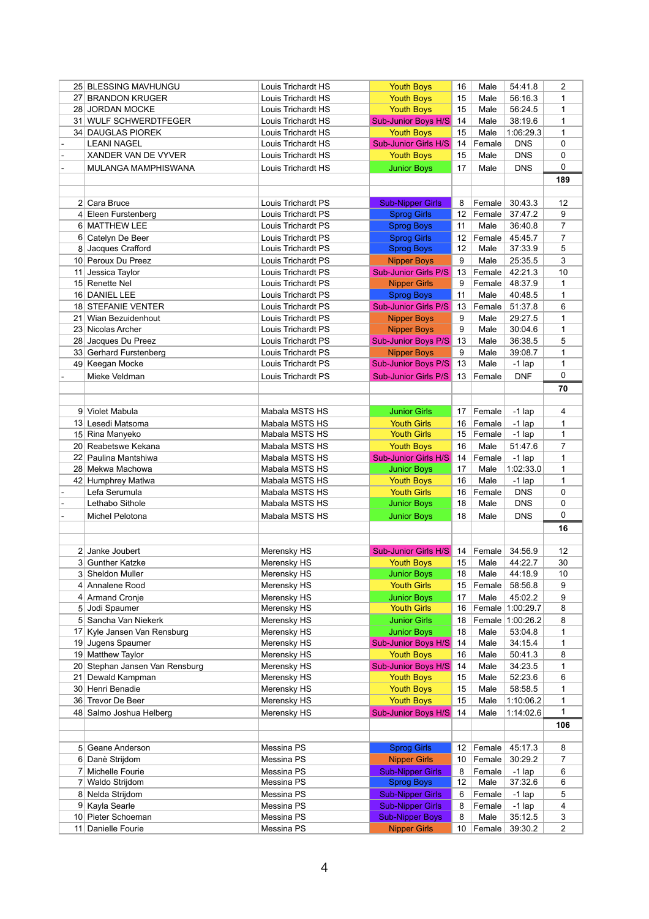| | | | | | | | |
|---|---|---|---|---|---|---|---|
| 25 | BLESSING MAVHUNGU | Louis Trichardt HS | Youth Boys | 16 | Male | 54:41.8 | 2 |
| 27 | BRANDON KRUGER | Louis Trichardt HS | Youth Boys | 15 | Male | 56:16.3 | 1 |
| 28 | JORDAN MOCKE | Louis Trichardt HS | Youth Boys | 15 | Male | 56:24.5 | 1 |
| 31 | WULF SCHWERDTFEGER | Louis Trichardt HS | Sub-Junior Boys H/S | 14 | Male | 38:19.6 | 1 |
| 34 | DAUGLAS PIOREK | Louis Trichardt HS | Youth Boys | 15 | Male | 1:06:29.3 | 1 |
| - | LEANI NAGEL | Louis Trichardt HS | Sub-Junior Girls H/S | 14 | Female | DNS | 0 |
| - | XANDER VAN DE VYVER | Louis Trichardt HS | Youth Boys | 15 | Male | DNS | 0 |
| - | MULANGA MAMPHISWANA | Louis Trichardt HS | Junior Boys | 17 | Male | DNS | 0 |
| | | | | | | | **189** |
| | | | | | | | |
| 2 | Cara Bruce | Louis Trichardt PS | Sub-Nipper Girls | 8 | Female | 30:43.3 | 12 |
| 4 | Eleen Furstenberg | Louis Trichardt PS | Sprog Girls | 12 | Female | 37:47.2 | 9 |
| 6 | MATTHEW LEE | Louis Trichardt PS | Sprog Boys | 11 | Male | 36:40.8 | 7 |
| 6 | Catelyn De Beer | Louis Trichardt PS | Sprog Girls | 12 | Female | 45:45.7 | 7 |
| 8 | Jacques Crafford | Louis Trichardt PS | Sprog Boys | 12 | Male | 37:33.9 | 5 |
| 10 | Peroux Du Preez | Louis Trichardt PS | Nipper Boys | 9 | Male | 25:35.5 | 3 |
| 11 | Jessica Taylor | Louis Trichardt PS | Sub-Junior Girls P/S | 13 | Female | 42:21.3 | 10 |
| 15 | Renette Nel | Louis Trichardt PS | Nipper Girls | 9 | Female | 48:37.9 | 1 |
| 16 | DANIEL LEE | Louis Trichardt PS | Sprog Boys | 11 | Male | 40:48.5 | 1 |
| 18 | STEFANIE VENTER | Louis Trichardt PS | Sub-Junior Girls P/S | 13 | Female | 51:37.8 | 6 |
| 21 | Wian Bezuidenhout | Louis Trichardt PS | Nipper Boys | 9 | Male | 29:27.5 | 1 |
| 23 | Nicolas Archer | Louis Trichardt PS | Nipper Boys | 9 | Male | 30:04.6 | 1 |
| 28 | Jacques Du Preez | Louis Trichardt PS | Sub-Junior Boys P/S | 13 | Male | 36:38.5 | 5 |
| 33 | Gerhard Furstenberg | Louis Trichardt PS | Nipper Boys | 9 | Male | 39:08.7 | 1 |
| 49 | Keegan Mocke | Louis Trichardt PS | Sub-Junior Boys P/S | 13 | Male | -1 lap | 1 |
| - | Mieke Veldman | Louis Trichardt PS | Sub-Junior Girls P/S | 13 | Female | DNF | 0 |
| | | | | | | | **70** |
| | | | | | | | |
| 9 | Violet Mabula | Mabala MSTS HS | Junior Girls | 17 | Female | -1 lap | 4 |
| 13 | Lesedi Matsoma | Mabala MSTS HS | Youth Girls | 16 | Female | -1 lap | 1 |
| 15 | Rina Manyeko | Mabala MSTS HS | Youth Girls | 15 | Female | -1 lap | 1 |
| 20 | Reabetswe Kekana | Mabala MSTS HS | Youth Boys | 16 | Male | 51:47.6 | 7 |
| 22 | Paulina Mantshiwa | Mabala MSTS HS | Sub-Junior Girls H/S | 14 | Female | -1 lap | 1 |
| 28 | Mekwa Machowa | Mabala MSTS HS | Junior Boys | 17 | Male | 1:02:33.0 | 1 |
| 42 | Humphrey Matlwa | Mabala MSTS HS | Youth Boys | 16 | Male | -1 lap | 1 |
| - | Lefa Serumula | Mabala MSTS HS | Youth Girls | 16 | Female | DNS | 0 |
| - | Lethabo Sithole | Mabala MSTS HS | Junior Boys | 18 | Male | DNS | 0 |
| - | Michel Pelotona | Mabala MSTS HS | Junior Boys | 18 | Male | DNS | 0 |
| | | | | | | | **16** |
| | | | | | | | |
| 2 | Janke Joubert | Merensky HS | Sub-Junior Girls H/S | 14 | Female | 34:56.9 | 12 |
| 3 | Gunther Katzke | Merensky HS | Youth Boys | 15 | Male | 44:22.7 | 30 |
| 3 | Sheldon Muller | Merensky HS | Junior Boys | 18 | Male | 44:18.9 | 10 |
| 4 | Annalene Rood | Merensky HS | Youth Girls | 15 | Female | 58:56.8 | 9 |
| 4 | Armand Cronje | Merensky HS | Junior Boys | 17 | Male | 45:02.2 | 9 |
| 5 | Jodi Spaumer | Merensky HS | Youth Girls | 16 | Female | 1:00:29.7 | 8 |
| 5 | Sancha Van Niekerk | Merensky HS | Junior Girls | 18 | Female | 1:00:26.2 | 8 |
| 17 | Kyle Jansen Van Rensburg | Merensky HS | Junior Boys | 18 | Male | 53:04.8 | 1 |
| 19 | Jugens Spaumer | Merensky HS | Sub-Junior Boys H/S | 14 | Male | 34:15.4 | 1 |
| 19 | Matthew Taylor | Merensky HS | Youth Boys | 16 | Male | 50:41.3 | 8 |
| 20 | Stephan Jansen Van Rensburg | Merensky HS | Sub-Junior Boys H/S | 14 | Male | 34:23.5 | 1 |
| 21 | Dewald Kampman | Merensky HS | Youth Boys | 15 | Male | 52:23.6 | 6 |
| 30 | Henri Benadie | Merensky HS | Youth Boys | 15 | Male | 58:58.5 | 1 |
| 36 | Trevor De Beer | Merensky HS | Youth Boys | 15 | Male | 1:10:06.2 | 1 |
| 48 | Salmo Joshua Helberg | Merensky HS | Sub-Junior Boys H/S | 14 | Male | 1:14:02.6 | 1 |
| | | | | | | | **106** |
| | | | | | | | |
| 5 | Geane Anderson | Messina PS | Sprog Girls | 12 | Female | 45:17.3 | 8 |
| 6 | Danè Strijdom | Messina PS | Nipper Girls | 10 | Female | 30:29.2 | 7 |
| 7 | Michelle Fourie | Messina PS | Sub-Nipper Girls | 8 | Female | -1 lap | 6 |
| 7 | Waldo Strijdom | Messina PS | Sprog Boys | 12 | Male | 37:32.6 | 6 |
| 8 | Nelda Strijdom | Messina PS | Sub-Nipper Girls | 6 | Female | -1 lap | 5 |
| 9 | Kayla Searle | Messina PS | Sub-Nipper Girls | 8 | Female | -1 lap | 4 |
| 10 | Pieter Schoeman | Messina PS | Sub-Nipper Boys | 8 | Male | 35:12.5 | 3 |
| 11 | Danielle Fourie | Messina PS | Nipper Girls | 10 | Female | 39:30.2 | 2 |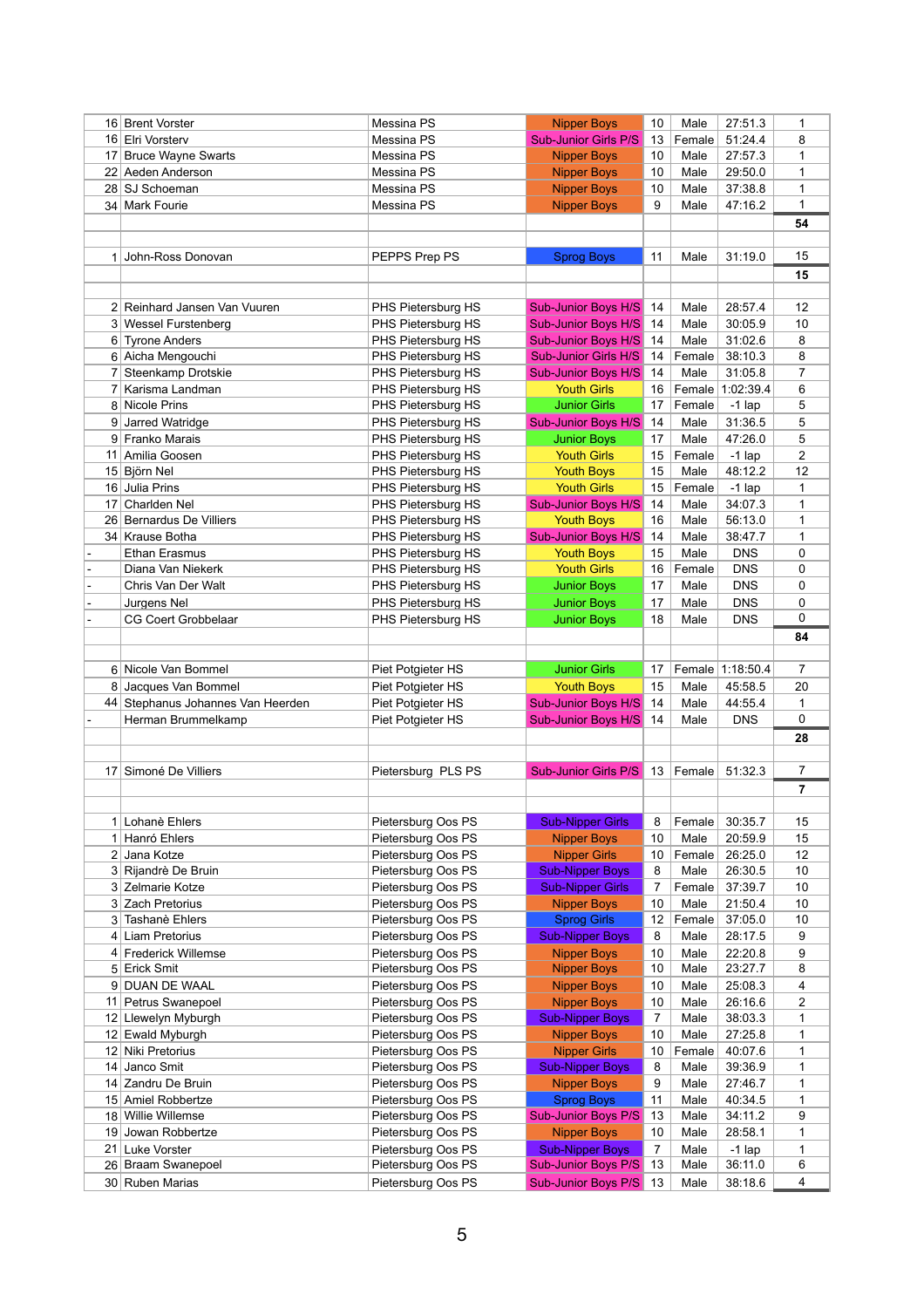| | | | | | | | |
|---|---|---|---|---|---|---|---|
| 16 | Brent Vorster | Messina PS | Nipper Boys | 10 | Male | 27:51.3 | 1 |
| 16 | Elri Vorsterv | Messina PS | Sub-Junior Girls P/S | 13 | Female | 51:24.4 | 8 |
| 17 | Bruce Wayne Swarts | Messina PS | Nipper Boys | 10 | Male | 27:57.3 | 1 |
| 22 | Aeden Anderson | Messina PS | Nipper Boys | 10 | Male | 29:50.0 | 1 |
| 28 | SJ Schoeman | Messina PS | Nipper Boys | 10 | Male | 37:38.8 | 1 |
| 34 | Mark Fourie | Messina PS | Nipper Boys | 9 | Male | 47:16.2 | 1 |
| | | | | | | | **54** |
| | | | | | | | |
| 1 | John-Ross Donovan | PEPPS Prep PS | Sprog Boys | 11 | Male | 31:19.0 | 15 |
| | | | | | | | **15** |
| | | | | | | | |
| 2 | Reinhard Jansen Van Vuuren | PHS Pietersburg HS | Sub-Junior Boys H/S | 14 | Male | 28:57.4 | 12 |
| 3 | Wessel Furstenberg | PHS Pietersburg HS | Sub-Junior Boys H/S | 14 | Male | 30:05.9 | 10 |
| 6 | Tyrone Anders | PHS Pietersburg HS | Sub-Junior Boys H/S | 14 | Male | 31:02.6 | 8 |
| 6 | Aicha Mengouchi | PHS Pietersburg HS | Sub-Junior Girls H/S | 14 | Female | 38:10.3 | 8 |
| 7 | Steenkamp Drotskie | PHS Pietersburg HS | Sub-Junior Boys H/S | 14 | Male | 31:05.8 | 7 |
| 7 | Karisma Landman | PHS Pietersburg HS | Youth Girls | 16 | Female | 1:02:39.4 | 6 |
| 8 | Nicole Prins | PHS Pietersburg HS | Junior Girls | 17 | Female | -1 lap | 5 |
| 9 | Jarred Watridge | PHS Pietersburg HS | Sub-Junior Boys H/S | 14 | Male | 31:36.5 | 5 |
| 9 | Franko Marais | PHS Pietersburg HS | Junior Boys | 17 | Male | 47:26.0 | 5 |
| 11 | Amilia Goosen | PHS Pietersburg HS | Youth Girls | 15 | Female | -1 lap | 2 |
| 15 | Björn Nel | PHS Pietersburg HS | Youth Boys | 15 | Male | 48:12.2 | 12 |
| 16 | Julia Prins | PHS Pietersburg HS | Youth Girls | 15 | Female | -1 lap | 1 |
| 17 | Charlden Nel | PHS Pietersburg HS | Sub-Junior Boys H/S | 14 | Male | 34:07.3 | 1 |
| 26 | Bernardus De Villiers | PHS Pietersburg HS | Youth Boys | 16 | Male | 56:13.0 | 1 |
| 34 | Krause Botha | PHS Pietersburg HS | Sub-Junior Boys H/S | 14 | Male | 38:47.7 | 1 |
| - | Ethan Erasmus | PHS Pietersburg HS | Youth Boys | 15 | Male | DNS | 0 |
| - | Diana Van Niekerk | PHS Pietersburg HS | Youth Girls | 16 | Female | DNS | 0 |
| - | Chris Van Der Walt | PHS Pietersburg HS | Junior Boys | 17 | Male | DNS | 0 |
| - | Jurgens Nel | PHS Pietersburg HS | Junior Boys | 17 | Male | DNS | 0 |
| - | CG Coert Grobbelaar | PHS Pietersburg HS | Junior Boys | 18 | Male | DNS | 0 |
| | | | | | | | **84** |
| | | | | | | | |
| 6 | Nicole Van Bommel | Piet Potgieter HS | Junior Girls | 17 | Female | 1:18:50.4 | 7 |
| 8 | Jacques Van Bommel | Piet Potgieter HS | Youth Boys | 15 | Male | 45:58.5 | 20 |
| 44 | Stephanus Johannes Van Heerden | Piet Potgieter HS | Sub-Junior Boys H/S | 14 | Male | 44:55.4 | 1 |
| - | Herman Brummelkamp | Piet Potgieter HS | Sub-Junior Boys H/S | 14 | Male | DNS | 0 |
| | | | | | | | **28** |
| | | | | | | | |
| 17 | Simoné De Villiers | Pietersburg PLS PS | Sub-Junior Girls P/S | 13 | Female | 51:32.3 | 7 |
| | | | | | | | **7** |
| | | | | | | | |
| 1 | Lohanè Ehlers | Pietersburg Oos PS | Sub-Nipper Girls | 8 | Female | 30:35.7 | 15 |
| 1 | Hanró Ehlers | Pietersburg Oos PS | Nipper Boys | 10 | Male | 20:59.9 | 15 |
| 2 | Jana Kotze | Pietersburg Oos PS | Nipper Girls | 10 | Female | 26:25.0 | 12 |
| 3 | Rijandrè De Bruin | Pietersburg Oos PS | Sub-Nipper Boys | 8 | Male | 26:30.5 | 10 |
| 3 | Zelmarie Kotze | Pietersburg Oos PS | Sub-Nipper Girls | 7 | Female | 37:39.7 | 10 |
| 3 | Zach Pretorius | Pietersburg Oos PS | Nipper Boys | 10 | Male | 21:50.4 | 10 |
| 3 | Tashanè Ehlers | Pietersburg Oos PS | Sprog Girls | 12 | Female | 37:05.0 | 10 |
| 4 | Liam Pretorius | Pietersburg Oos PS | Sub-Nipper Boys | 8 | Male | 28:17.5 | 9 |
| 4 | Frederick Willemse | Pietersburg Oos PS | Nipper Boys | 10 | Male | 22:20.8 | 9 |
| 5 | Erick Smit | Pietersburg Oos PS | Nipper Boys | 10 | Male | 23:27.7 | 8 |
| 9 | DUAN DE WAAL | Pietersburg Oos PS | Nipper Boys | 10 | Male | 25:08.3 | 4 |
| 11 | Petrus Swanepoel | Pietersburg Oos PS | Nipper Boys | 10 | Male | 26:16.6 | 2 |
| 12 | Llewelyn Myburgh | Pietersburg Oos PS | Sub-Nipper Boys | 7 | Male | 38:03.3 | 1 |
| 12 | Ewald Myburgh | Pietersburg Oos PS | Nipper Boys | 10 | Male | 27:25.8 | 1 |
| 12 | Niki Pretorius | Pietersburg Oos PS | Nipper Girls | 10 | Female | 40:07.6 | 1 |
| 14 | Janco Smit | Pietersburg Oos PS | Sub-Nipper Boys | 8 | Male | 39:36.9 | 1 |
| 14 | Zandru De Bruin | Pietersburg Oos PS | Nipper Boys | 9 | Male | 27:46.7 | 1 |
| 15 | Amiel Robbertze | Pietersburg Oos PS | Sprog Boys | 11 | Male | 40:34.5 | 1 |
| 18 | Willie Willemse | Pietersburg Oos PS | Sub-Junior Boys P/S | 13 | Male | 34:11.2 | 9 |
| 19 | Jowan Robbertze | Pietersburg Oos PS | Nipper Boys | 10 | Male | 28:58.1 | 1 |
| 21 | Luke Vorster | Pietersburg Oos PS | Sub-Nipper Boys | 7 | Male | -1 lap | 1 |
| 26 | Braam Swanepoel | Pietersburg Oos PS | Sub-Junior Boys P/S | 13 | Male | 36:11.0 | 6 |
| 30 | Ruben Marias | Pietersburg Oos PS | Sub-Junior Boys P/S | 13 | Male | 38:18.6 | 4 |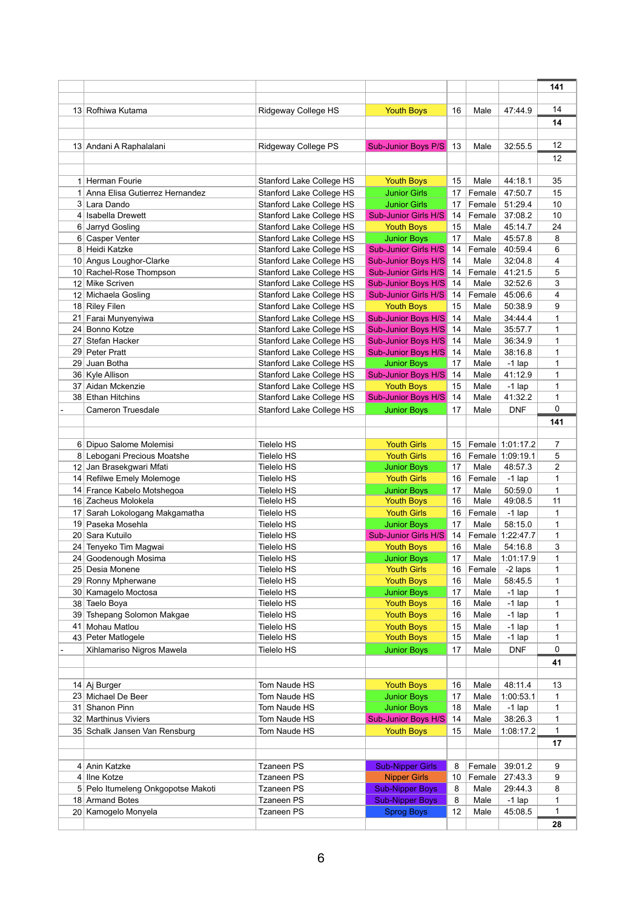| | | | | | | | |
|---|---|---|---|---|---|---|---|
| | | | | | | | **141** |
| | | | | | | | |
| 13 | Rofhiwa Kutama | Ridgeway College HS | Youth Boys | 16 | Male | 47:44.9 | 14 |
| | | | | | | | **14** |
| | | | | | | | |
| 13 | Andani A Raphalalani | Ridgeway College PS | Sub-Junior Boys P/S | 13 | Male | 32:55.5 | 12 |
| | | | | | | | 12 |
| | | | | | | | |
| 1 | Herman Fourie | Stanford Lake College HS | Youth Boys | 15 | Male | 44:18.1 | 35 |
| 1 | Anna Elisa Gutierrez Hernandez | Stanford Lake College HS | Junior Girls | 17 | Female | 47:50.7 | 15 |
| 3 | Lara Dando | Stanford Lake College HS | Junior Girls | 17 | Female | 51:29.4 | 10 |
| 4 | Isabella Drewett | Stanford Lake College HS | Sub-Junior Girls H/S | 14 | Female | 37:08.2 | 10 |
| 6 | Jarryd Gosling | Stanford Lake College HS | Youth Boys | 15 | Male | 45:14.7 | 24 |
| 6 | Casper Venter | Stanford Lake College HS | Junior Boys | 17 | Male | 45:57.8 | 8 |
| 8 | Heidi Katzke | Stanford Lake College HS | Sub-Junior Girls H/S | 14 | Female | 40:59.4 | 6 |
| 10 | Angus Loughor-Clarke | Stanford Lake College HS | Sub-Junior Boys H/S | 14 | Male | 32:04.8 | 4 |
| 10 | Rachel-Rose Thompson | Stanford Lake College HS | Sub-Junior Girls H/S | 14 | Female | 41:21.5 | 5 |
| 12 | Mike Scriven | Stanford Lake College HS | Sub-Junior Boys H/S | 14 | Male | 32:52.6 | 3 |
| 12 | Michaela Gosling | Stanford Lake College HS | Sub-Junior Girls H/S | 14 | Female | 45:06.6 | 4 |
| 18 | Riley Filen | Stanford Lake College HS | Youth Boys | 15 | Male | 50:38.9 | 9 |
| 21 | Farai Munyenyiwa | Stanford Lake College HS | Sub-Junior Boys H/S | 14 | Male | 34:44.4 | 1 |
| 24 | Bonno Kotze | Stanford Lake College HS | Sub-Junior Boys H/S | 14 | Male | 35:57.7 | 1 |
| 27 | Stefan Hacker | Stanford Lake College HS | Sub-Junior Boys H/S | 14 | Male | 36:34.9 | 1 |
| 29 | Peter Pratt | Stanford Lake College HS | Sub-Junior Boys H/S | 14 | Male | 38:16.8 | 1 |
| 29 | Juan Botha | Stanford Lake College HS | Junior Boys | 17 | Male | -1 lap | 1 |
| 36 | Kyle Allison | Stanford Lake College HS | Sub-Junior Boys H/S | 14 | Male | 41:12.9 | 1 |
| 37 | Aidan Mckenzie | Stanford Lake College HS | Youth Boys | 15 | Male | -1 lap | 1 |
| 38 | Ethan Hitchins | Stanford Lake College HS | Sub-Junior Boys H/S | 14 | Male | 41:32.2 | 1 |
| - | Cameron Truesdale | Stanford Lake College HS | Junior Boys | 17 | Male | DNF | 0 |
| | | | | | | | **141** |
| | | | | | | | |
| 6 | Dipuo Salome Molemisi | Tielelo HS | Youth Girls | 15 | Female | 1:01:17.2 | 7 |
| 8 | Lebogani Precious Moatshe | Tielelo HS | Youth Girls | 16 | Female | 1:09:19.1 | 5 |
| 12 | Jan Brasekgwari Mfati | Tielelo HS | Junior Boys | 17 | Male | 48:57.3 | 2 |
| 14 | Refilwe Emely Molemoge | Tielelo HS | Youth Girls | 16 | Female | -1 lap | 1 |
| 14 | France Kabelo Motshegoa | Tielelo HS | Junior Boys | 17 | Male | 50:59.0 | 1 |
| 16 | Zacheus Molokela | Tielelo HS | Youth Boys | 16 | Male | 49:08.5 | 11 |
| 17 | Sarah Lokologang Makgamatha | Tielelo HS | Youth Girls | 16 | Female | -1 lap | 1 |
| 19 | Paseka Mosehla | Tielelo HS | Junior Boys | 17 | Male | 58:15.0 | 1 |
| 20 | Sara Kutuilo | Tielelo HS | Sub-Junior Girls H/S | 14 | Female | 1:22:47.7 | 1 |
| 24 | Tenyeko Tim Magwai | Tielelo HS | Youth Boys | 16 | Male | 54:16.8 | 3 |
| 24 | Goodenough Mosima | Tielelo HS | Junior Boys | 17 | Male | 1:01:17.9 | 1 |
| 25 | Desia Monene | Tielelo HS | Youth Girls | 16 | Female | -2 laps | 1 |
| 29 | Ronny Mpherwane | Tielelo HS | Youth Boys | 16 | Male | 58:45.5 | 1 |
| 30 | Kamagelo Moctosa | Tielelo HS | Junior Boys | 17 | Male | -1 lap | 1 |
| 38 | Taelo Boya | Tielelo HS | Youth Boys | 16 | Male | -1 lap | 1 |
| 39 | Tshepang Solomon Makgae | Tielelo HS | Youth Boys | 16 | Male | -1 lap | 1 |
| 41 | Mohau Matlou | Tielelo HS | Youth Boys | 15 | Male | -1 lap | 1 |
| 43 | Peter Matlogele | Tielelo HS | Youth Boys | 15 | Male | -1 lap | 1 |
| - | Xihlamariso Nigros Mawela | Tielelo HS | Junior Boys | 17 | Male | DNF | 0 |
| | | | | | | | **41** |
| | | | | | | | |
| 14 | Aj Burger | Tom Naude HS | Youth Boys | 16 | Male | 48:11.4 | 13 |
| 23 | Michael De Beer | Tom Naude HS | Junior Boys | 17 | Male | 1:00:53.1 | 1 |
| 31 | Shanon Pinn | Tom Naude HS | Junior Boys | 18 | Male | -1 lap | 1 |
| 32 | Marthinus Viviers | Tom Naude HS | Sub-Junior Boys H/S | 14 | Male | 38:26.3 | 1 |
| 35 | Schalk Jansen Van Rensburg | Tom Naude HS | Youth Boys | 15 | Male | 1:08:17.2 | 1 |
| | | | | | | | **17** |
| | | | | | | | |
| 4 | Anin Katzke | Tzaneen PS | Sub-Nipper Girls | 8 | Female | 39:01.2 | 9 |
| 4 | Ilne Kotze | Tzaneen PS | Nipper Girls | 10 | Female | 27:43.3 | 9 |
| 5 | Pelo Itumeleng Onkgopotse Makoti | Tzaneen PS | Sub-Nipper Boys | 8 | Male | 29:44.3 | 8 |
| 18 | Armand Botes | Tzaneen PS | Sub-Nipper Boys | 8 | Male | -1 lap | 1 |
| 20 | Kamogelo Monyela | Tzaneen PS | Sprog Boys | 12 | Male | 45:08.5 | 1 |
| | | | | | | | **28** |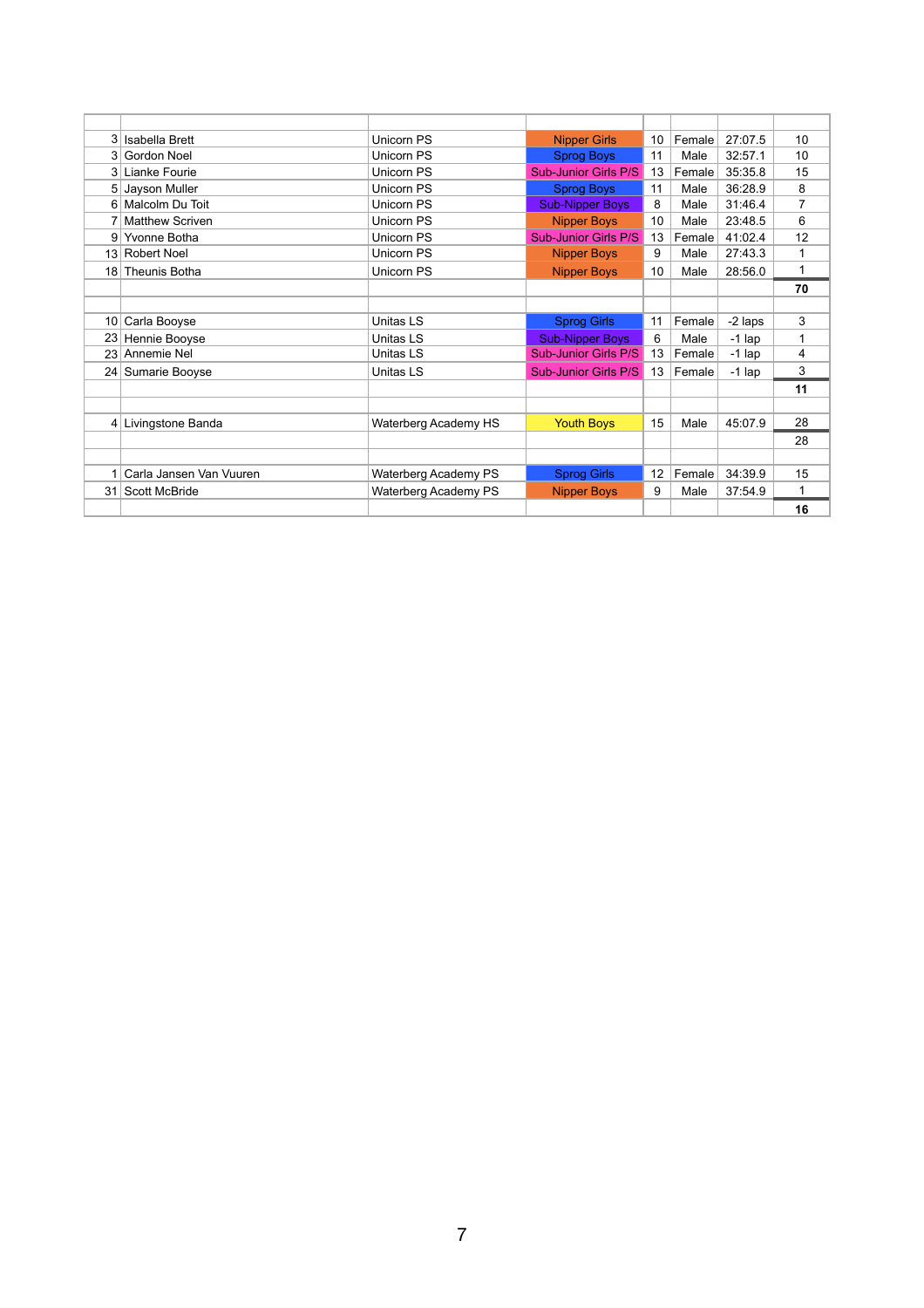| | | | | | | | |
|---|---|---|---|---|---|---|---|
| 3 | Isabella Brett | Unicorn PS | Nipper Girls | 10 | Female | 27:07.5 | 10 |
| 3 | Gordon Noel | Unicorn PS | Sprog Boys | 11 | Male | 32:57.1 | 10 |
| 3 | Lianke Fourie | Unicorn PS | Sub-Junior Girls P/S | 13 | Female | 35:35.8 | 15 |
| 5 | Jayson Muller | Unicorn PS | Sprog Boys | 11 | Male | 36:28.9 | 8 |
| 6 | Malcolm Du Toit | Unicorn PS | Sub-Nipper Boys | 8 | Male | 31:46.4 | 7 |
| 7 | Matthew Scriven | Unicorn PS | Nipper Boys | 10 | Male | 23:48.5 | 6 |
| 9 | Yvonne Botha | Unicorn PS | Sub-Junior Girls P/S | 13 | Female | 41:02.4 | 12 |
| 13 | Robert Noel | Unicorn PS | Nipper Boys | 9 | Male | 27:43.3 | 1 |
| 18 | Theunis Botha | Unicorn PS | Nipper Boys | 10 | Male | 28:56.0 | 1 |
| | | | | | | | **70** |
| | | | | | | | |
| 10 | Carla Booyse | Unitas LS | Sprog Girls | 11 | Female | -2 laps | 3 |
| 23 | Hennie Booyse | Unitas LS | Sub-Nipper Boys | 6 | Male | -1 lap | 1 |
| 23 | Annemie Nel | Unitas LS | Sub-Junior Girls P/S | 13 | Female | -1 lap | 4 |
| 24 | Sumarie Booyse | Unitas LS | Sub-Junior Girls P/S | 13 | Female | -1 lap | 3 |
| | | | | | | | **11** |
| | | | | | | | |
| 4 | Livingstone Banda | Waterberg Academy HS | Youth Boys | 15 | Male | 45:07.9 | 28 |
| | | | | | | | 28 |
| | | | | | | | |
| 1 | Carla Jansen Van Vuuren | Waterberg Academy PS | Sprog Girls | 12 | Female | 34:39.9 | 15 |
| 31 | Scott McBride | Waterberg Academy PS | Nipper Boys | 9 | Male | 37:54.9 | 1 |
| | | | | | | | **16** |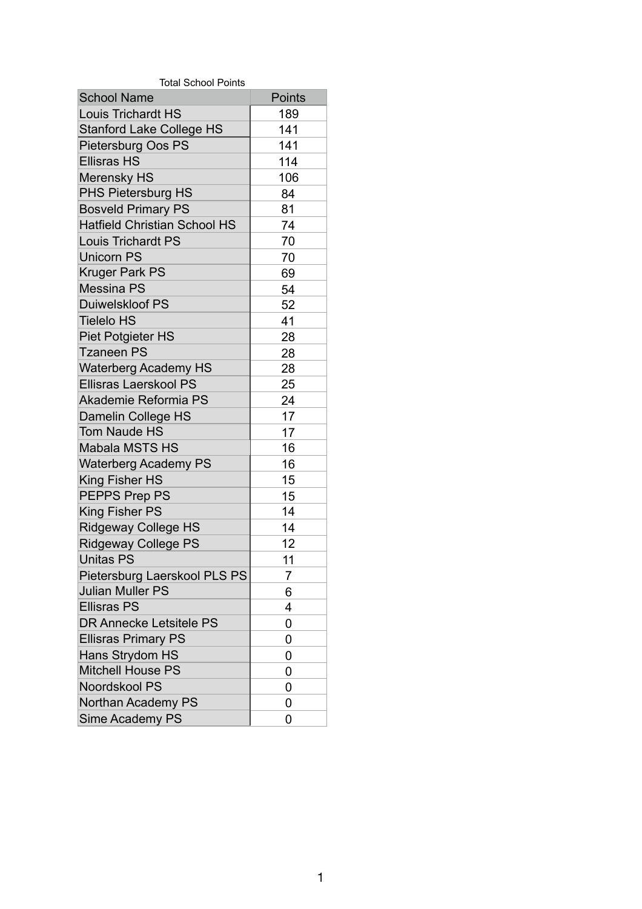Total School Points

| School Name | Points |
| --- | --- |
| Louis Trichardt HS | 189 |
| Stanford Lake College HS | 141 |
| Pietersburg Oos PS | 141 |
| Ellisras HS | 114 |
| Merensky HS | 106 |
| PHS Pietersburg HS | 84 |
| Bosveld Primary PS | 81 |
| Hatfield Christian School HS | 74 |
| Louis Trichardt PS | 70 |
| Unicorn PS | 70 |
| Kruger Park PS | 69 |
| Messina PS | 54 |
| Duiwelskloof PS | 52 |
| Tielelo HS | 41 |
| Piet Potgieter HS | 28 |
| Tzaneen PS | 28 |
| Waterberg Academy HS | 28 |
| Ellisras Laerskool PS | 25 |
| Akademie Reformia PS | 24 |
| Damelin College HS | 17 |
| Tom Naude HS | 17 |
| Mabala MSTS HS | 16 |
| Waterberg Academy PS | 16 |
| King Fisher HS | 15 |
| PEPPS Prep PS | 15 |
| King Fisher PS | 14 |
| Ridgeway College HS | 14 |
| Ridgeway College PS | 12 |
| Unitas PS | 11 |
| Pietersburg Laerskool PLS PS | 7 |
| Julian Muller PS | 6 |
| Ellisras PS | 4 |
| DR Annecke Letsitele PS | 0 |
| Ellisras Primary PS | 0 |
| Hans Strydom HS | 0 |
| Mitchell House PS | 0 |
| Noordskool PS | 0 |
| Northan Academy PS | 0 |
| Sime Academy PS | 0 |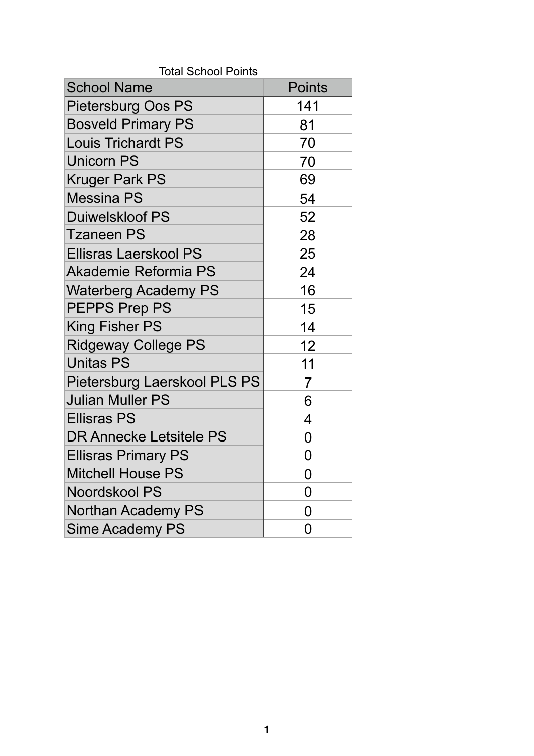Total School Points

| School Name | Points |
| --- | --- |
| Pietersburg Oos PS | 141 |
| Bosveld Primary PS | 81 |
| Louis Trichardt PS | 70 |
| Unicorn PS | 70 |
| Kruger Park PS | 69 |
| Messina PS | 54 |
| Duiwelskloof PS | 52 |
| Tzaneen PS | 28 |
| Ellisras Laerskool PS | 25 |
| Akademie Reformia PS | 24 |
| Waterberg Academy PS | 16 |
| PEPPS Prep PS | 15 |
| King Fisher PS | 14 |
| Ridgeway College PS | 12 |
| Unitas PS | 11 |
| Pietersburg Laerskool PLS PS | 7 |
| Julian Muller PS | 6 |
| Ellisras PS | 4 |
| DR Annecke Letsitele PS | 0 |
| Ellisras Primary PS | 0 |
| Mitchell House PS | 0 |
| Noordskool PS | 0 |
| Northan Academy PS | 0 |
| Sime Academy PS | 0 |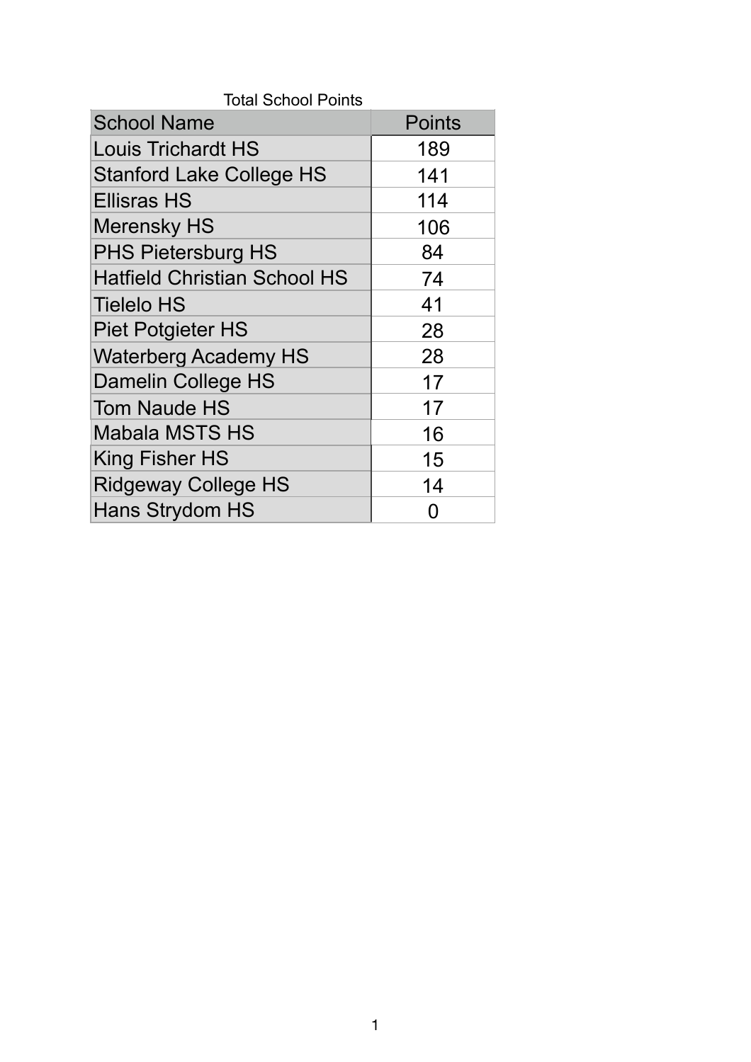Total School Points

| School Name | Points |
|---|---|
| Louis Trichardt HS | 189 |
| Stanford Lake College HS | 141 |
| Ellisras HS | 114 |
| Merensky HS | 106 |
| PHS Pietersburg HS | 84 |
| Hatfield Christian School HS | 74 |
| Tielelo HS | 41 |
| Piet Potgieter HS | 28 |
| Waterberg Academy HS | 28 |
| Damelin College HS | 17 |
| Tom Naude HS | 17 |
| Mabala MSTS HS | 16 |
| King Fisher HS | 15 |
| Ridgeway College HS | 14 |
| Hans Strydom HS | 0 |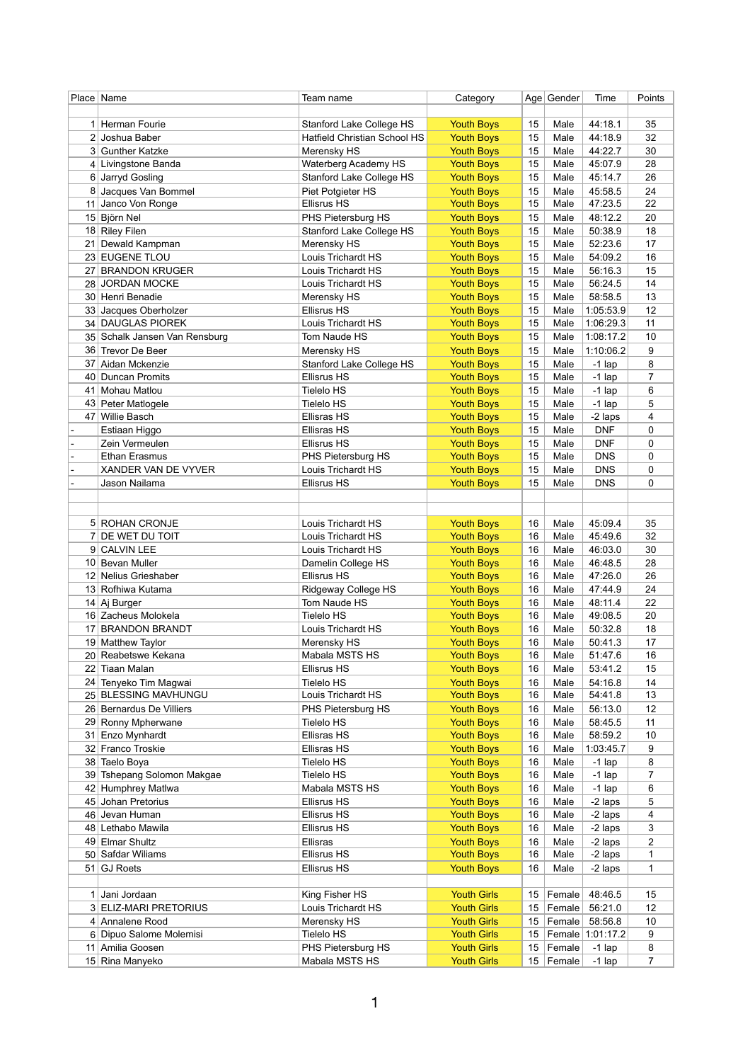| Place | Name | Team name | Category | Age | Gender | Time | Points |
|---|---|---|---|---|---|---|---|
| | | | | | | | |
| 1 | Herman Fourie | Stanford Lake College HS | Youth Boys | 15 | Male | 44:18.1 | 35 |
| 2 | Joshua Baber | Hatfield Christian School HS | Youth Boys | 15 | Male | 44:18.9 | 32 |
| 3 | Gunther Katzke | Merensky HS | Youth Boys | 15 | Male | 44:22.7 | 30 |
| 4 | Livingstone Banda | Waterberg Academy HS | Youth Boys | 15 | Male | 45:07.9 | 28 |
| 6 | Jarryd Gosling | Stanford Lake College HS | Youth Boys | 15 | Male | 45:14.7 | 26 |
| 8 | Jacques Van Bommel | Piet Potgieter HS | Youth Boys | 15 | Male | 45:58.5 | 24 |
| 11 | Janco Von Ronge | Ellisrus HS | Youth Boys | 15 | Male | 47:23.5 | 22 |
| 15 | Björn Nel | PHS Pietersburg HS | Youth Boys | 15 | Male | 48:12.2 | 20 |
| 18 | Riley Filen | Stanford Lake College HS | Youth Boys | 15 | Male | 50:38.9 | 18 |
| 21 | Dewald Kampman | Merensky HS | Youth Boys | 15 | Male | 52:23.6 | 17 |
| 23 | EUGENE TLOU | Louis Trichardt HS | Youth Boys | 15 | Male | 54:09.2 | 16 |
| 27 | BRANDON KRUGER | Louis Trichardt HS | Youth Boys | 15 | Male | 56:16.3 | 15 |
| 28 | JORDAN MOCKE | Louis Trichardt HS | Youth Boys | 15 | Male | 56:24.5 | 14 |
| 30 | Henri Benadie | Merensky HS | Youth Boys | 15 | Male | 58:58.5 | 13 |
| 33 | Jacques Oberholzer | Ellisrus HS | Youth Boys | 15 | Male | 1:05:53.9 | 12 |
| 34 | DAUGLAS PIOREK | Louis Trichardt HS | Youth Boys | 15 | Male | 1:06:29.3 | 11 |
| 35 | Schalk Jansen Van Rensburg | Tom Naude HS | Youth Boys | 15 | Male | 1:08:17.2 | 10 |
| 36 | Trevor De Beer | Merensky HS | Youth Boys | 15 | Male | 1:10:06.2 | 9 |
| 37 | Aidan Mckenzie | Stanford Lake College HS | Youth Boys | 15 | Male | -1 lap | 8 |
| 40 | Duncan Promits | Ellisrus HS | Youth Boys | 15 | Male | -1 lap | 7 |
| 41 | Mohau Matlou | Tielelo HS | Youth Boys | 15 | Male | -1 lap | 6 |
| 43 | Peter Matlogele | Tielelo HS | Youth Boys | 15 | Male | -1 lap | 5 |
| 47 | Willie Basch | Ellisras HS | Youth Boys | 15 | Male | -2 laps | 4 |
| - | Estiaan Higgo | Ellisras HS | Youth Boys | 15 | Male | DNF | 0 |
| - | Zein Vermeulen | Ellisrus HS | Youth Boys | 15 | Male | DNF | 0 |
| - | Ethan Erasmus | PHS Pietersburg HS | Youth Boys | 15 | Male | DNS | 0 |
| - | XANDER VAN DE VYVER | Louis Trichardt HS | Youth Boys | 15 | Male | DNS | 0 |
| - | Jason Nailama | Ellisrus HS | Youth Boys | 15 | Male | DNS | 0 |
| | | | | | | | |
| | | | | | | | |
| 5 | ROHAN CRONJE | Louis Trichardt HS | Youth Boys | 16 | Male | 45:09.4 | 35 |
| 7 | DE WET DU TOIT | Louis Trichardt HS | Youth Boys | 16 | Male | 45:49.6 | 32 |
| 9 | CALVIN LEE | Louis Trichardt HS | Youth Boys | 16 | Male | 46:03.0 | 30 |
| 10 | Bevan Muller | Damelin College HS | Youth Boys | 16 | Male | 46:48.5 | 28 |
| 12 | Nelius Grieshaber | Ellisrus HS | Youth Boys | 16 | Male | 47:26.0 | 26 |
| 13 | Rofhiwa Kutama | Ridgeway College HS | Youth Boys | 16 | Male | 47:44.9 | 24 |
| 14 | Aj Burger | Tom Naude HS | Youth Boys | 16 | Male | 48:11.4 | 22 |
| 16 | Zacheus Molokela | Tielelo HS | Youth Boys | 16 | Male | 49:08.5 | 20 |
| 17 | BRANDON BRANDT | Louis Trichardt HS | Youth Boys | 16 | Male | 50:32.8 | 18 |
| 19 | Matthew Taylor | Merensky HS | Youth Boys | 16 | Male | 50:41.3 | 17 |
| 20 | Reabetswe Kekana | Mabala MSTS HS | Youth Boys | 16 | Male | 51:47.6 | 16 |
| 22 | Tiaan Malan | Ellisrus HS | Youth Boys | 16 | Male | 53:41.2 | 15 |
| 24 | Tenyeko Tim Magwai | Tielelo HS | Youth Boys | 16 | Male | 54:16.8 | 14 |
| 25 | BLESSING MAVHUNGU | Louis Trichardt HS | Youth Boys | 16 | Male | 54:41.8 | 13 |
| 26 | Bernardus De Villiers | PHS Pietersburg HS | Youth Boys | 16 | Male | 56:13.0 | 12 |
| 29 | Ronny Mpherwane | Tielelo HS | Youth Boys | 16 | Male | 58:45.5 | 11 |
| 31 | Enzo Mynhardt | Ellisras HS | Youth Boys | 16 | Male | 58:59.2 | 10 |
| 32 | Franco Troskie | Ellisras HS | Youth Boys | 16 | Male | 1:03:45.7 | 9 |
| 38 | Taelo Boya | Tielelo HS | Youth Boys | 16 | Male | -1 lap | 8 |
| 39 | Tshepang Solomon Makgae | Tielelo HS | Youth Boys | 16 | Male | -1 lap | 7 |
| 42 | Humphrey Matlwa | Mabala MSTS HS | Youth Boys | 16 | Male | -1 lap | 6 |
| 45 | Johan Pretorius | Ellisrus HS | Youth Boys | 16 | Male | -2 laps | 5 |
| 46 | Jevan Human | Ellisrus HS | Youth Boys | 16 | Male | -2 laps | 4 |
| 48 | Lethabo Mawila | Ellisrus HS | Youth Boys | 16 | Male | -2 laps | 3 |
| 49 | Elmar Shultz | Ellisras | Youth Boys | 16 | Male | -2 laps | 2 |
| 50 | Safdar Wiliams | Ellisrus HS | Youth Boys | 16 | Male | -2 laps | 1 |
| 51 | GJ Roets | Ellisrus HS | Youth Boys | 16 | Male | -2 laps | 1 |
| | | | | | | | |
| 1 | Jani Jordaan | King Fisher HS | Youth Girls | 15 | Female | 48:46.5 | 15 |
| 3 | ELIZ-MARI PRETORIUS | Louis Trichardt HS | Youth Girls | 15 | Female | 56:21.0 | 12 |
| 4 | Annalene Rood | Merensky HS | Youth Girls | 15 | Female | 58:56.8 | 10 |
| 6 | Dipuo Salome Molemisi | Tielelo HS | Youth Girls | 15 | Female | 1:01:17.2 | 9 |
| 11 | Amilia Goosen | PHS Pietersburg HS | Youth Girls | 15 | Female | -1 lap | 8 |
| 15 | Rina Manyeko | Mabala MSTS HS | Youth Girls | 15 | Female | -1 lap | 7 |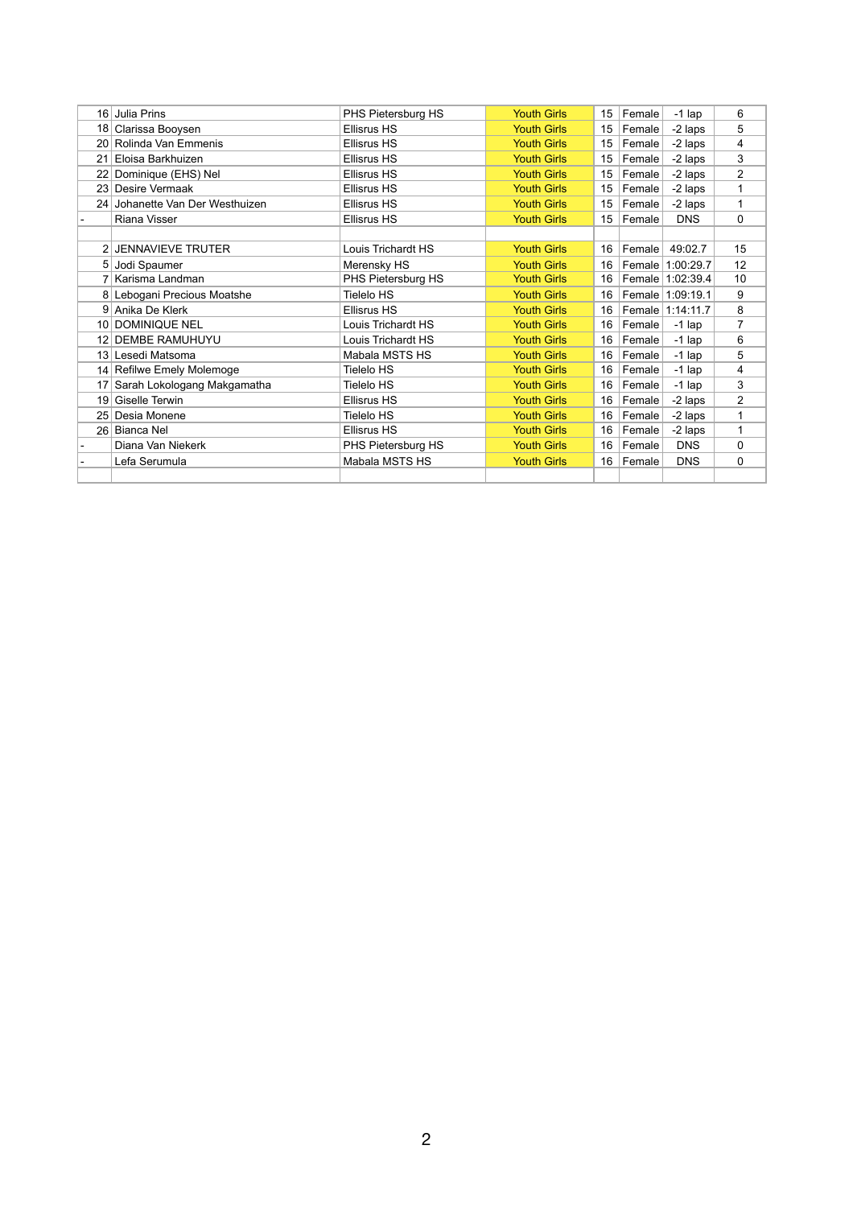| | | | | | | | |
|---|---|---|---|---|---|---|---|
| 16 | Julia Prins | PHS Pietersburg HS | Youth Girls | 15 | Female | -1 lap | 6 |
| 18 | Clarissa Booysen | Ellisrus HS | Youth Girls | 15 | Female | -2 laps | 5 |
| 20 | Rolinda Van Emmenis | Ellisrus HS | Youth Girls | 15 | Female | -2 laps | 4 |
| 21 | Eloisa Barkhuizen | Ellisrus HS | Youth Girls | 15 | Female | -2 laps | 3 |
| 22 | Dominique (EHS) Nel | Ellisrus HS | Youth Girls | 15 | Female | -2 laps | 2 |
| 23 | Desire Vermaak | Ellisrus HS | Youth Girls | 15 | Female | -2 laps | 1 |
| 24 | Johanette Van Der Westhuizen | Ellisrus HS | Youth Girls | 15 | Female | -2 laps | 1 |
| - | Riana Visser | Ellisrus HS | Youth Girls | 15 | Female | DNS | 0 |
| | | | | | | | |
| 2 | JENNAVIEVE TRUTER | Louis Trichardt HS | Youth Girls | 16 | Female | 49:02.7 | 15 |
| 5 | Jodi Spaumer | Merensky HS | Youth Girls | 16 | Female | 1:00:29.7 | 12 |
| 7 | Karisma Landman | PHS Pietersburg HS | Youth Girls | 16 | Female | 1:02:39.4 | 10 |
| 8 | Lebogani Precious Moatshe | Tielelo HS | Youth Girls | 16 | Female | 1:09:19.1 | 9 |
| 9 | Anika De Klerk | Ellisrus HS | Youth Girls | 16 | Female | 1:14:11.7 | 8 |
| 10 | DOMINIQUE NEL | Louis Trichardt HS | Youth Girls | 16 | Female | -1 lap | 7 |
| 12 | DEMBE RAMUHUYU | Louis Trichardt HS | Youth Girls | 16 | Female | -1 lap | 6 |
| 13 | Lesedi Matsoma | Mabala MSTS HS | Youth Girls | 16 | Female | -1 lap | 5 |
| 14 | Refilwe Emely Molemoge | Tielelo HS | Youth Girls | 16 | Female | -1 lap | 4 |
| 17 | Sarah Lokologang Makgamatha | Tielelo HS | Youth Girls | 16 | Female | -1 lap | 3 |
| 19 | Giselle Terwin | Ellisrus HS | Youth Girls | 16 | Female | -2 laps | 2 |
| 25 | Desia Monene | Tielelo HS | Youth Girls | 16 | Female | -2 laps | 1 |
| 26 | Bianca Nel | Ellisrus HS | Youth Girls | 16 | Female | -2 laps | 1 |
| - | Diana Van Niekerk | PHS Pietersburg HS | Youth Girls | 16 | Female | DNS | 0 |
| - | Lefa Serumula | Mabala MSTS HS | Youth Girls | 16 | Female | DNS | 0 |